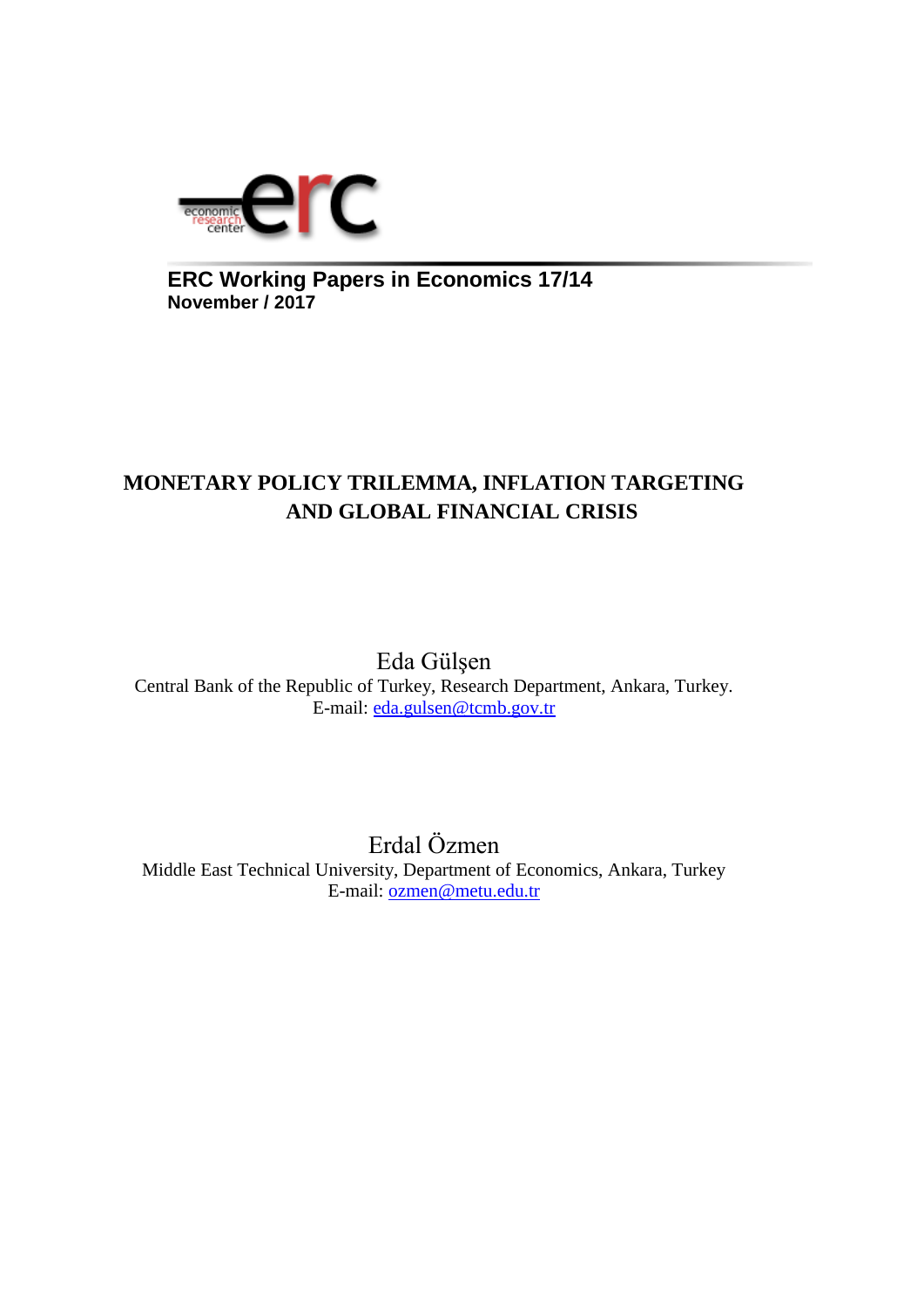**ERC Working Papers in Economics 17/14**
**November / 2017**

# MONETARY POLICY TRILEMMA, INFLATION TARGETING AND GLOBAL FINANCIAL CRISIS

Eda Gülşen
Central Bank of the Republic of Turkey, Research Department, Ankara, Turkey.
E-mail: eda.gulsen@tcmb.gov.tr

Erdal Özmen
Middle East Technical University, Department of Economics, Ankara, Turkey
E-mail: ozmen@metu.edu.tr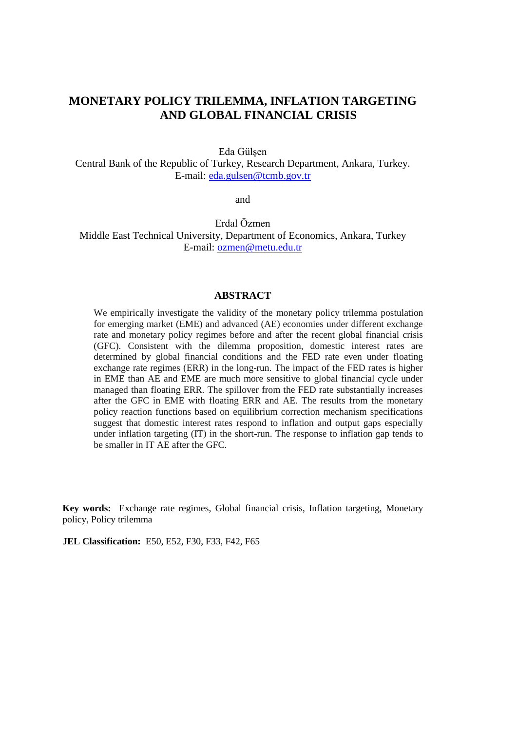# MONETARY POLICY TRILEMMA, INFLATION TARGETING AND GLOBAL FINANCIAL CRISIS

Eda Gülşen  
Central Bank of the Republic of Turkey, Research Department, Ankara, Turkey.  
E-mail: eda.gulsen@tcmb.gov.tr

and

Erdal Özmen  
Middle East Technical University, Department of Economics, Ankara, Turkey  
E-mail: ozmen@metu.edu.tr

## ABSTRACT

We empirically investigate the validity of the monetary policy trilemma postulation for emerging market (EME) and advanced (AE) economies under different exchange rate and monetary policy regimes before and after the recent global financial crisis (GFC). Consistent with the dilemma proposition, domestic interest rates are determined by global financial conditions and the FED rate even under floating exchange rate regimes (ERR) in the long-run. The impact of the FED rates is higher in EME than AE and EME are much more sensitive to global financial cycle under managed than floating ERR. The spillover from the FED rate substantially increases after the GFC in EME with floating ERR and AE. The results from the monetary policy reaction functions based on equilibrium correction mechanism specifications suggest that domestic interest rates respond to inflation and output gaps especially under inflation targeting (IT) in the short-run. The response to inflation gap tends to be smaller in IT AE after the GFC.

**Key words:** Exchange rate regimes, Global financial crisis, Inflation targeting, Monetary policy, Policy trilemma

**JEL Classification:** E50, E52, F30, F33, F42, F65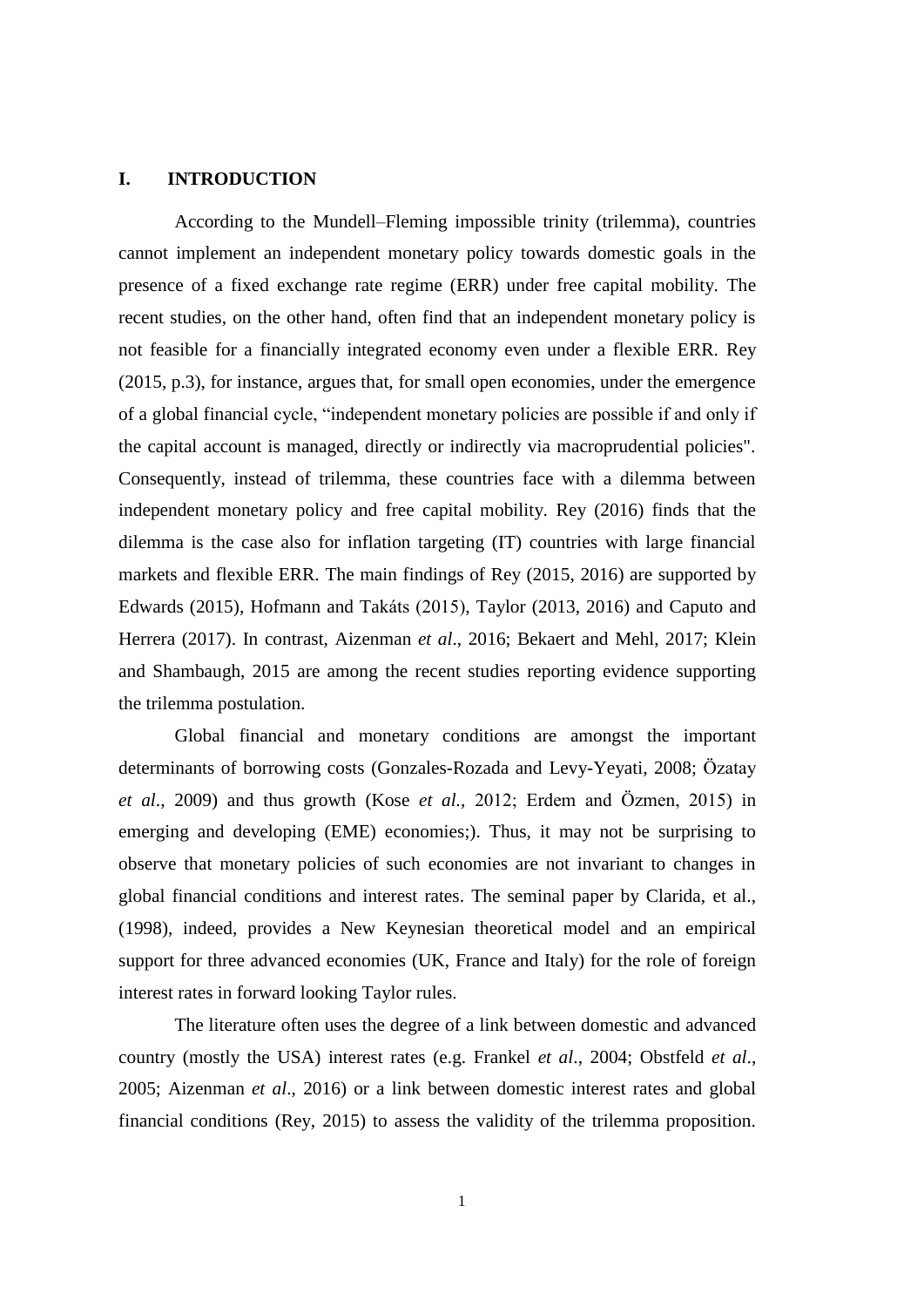## I. INTRODUCTION

According to the Mundell–Fleming impossible trinity (trilemma), countries cannot implement an independent monetary policy towards domestic goals in the presence of a fixed exchange rate regime (ERR) under free capital mobility. The recent studies, on the other hand, often find that an independent monetary policy is not feasible for a financially integrated economy even under a flexible ERR. Rey (2015, p.3), for instance, argues that, for small open economies, under the emergence of a global financial cycle, "independent monetary policies are possible if and only if the capital account is managed, directly or indirectly via macroprudential policies". Consequently, instead of trilemma, these countries face with a dilemma between independent monetary policy and free capital mobility. Rey (2016) finds that the dilemma is the case also for inflation targeting (IT) countries with large financial markets and flexible ERR. The main findings of Rey (2015, 2016) are supported by Edwards (2015), Hofmann and Takáts (2015), Taylor (2013, 2016) and Caputo and Herrera (2017). In contrast, Aizenman *et al*., 2016; Bekaert and Mehl, 2017; Klein and Shambaugh, 2015 are among the recent studies reporting evidence supporting the trilemma postulation.

Global financial and monetary conditions are amongst the important determinants of borrowing costs (Gonzales-Rozada and Levy-Yeyati, 2008; Özatay *et al*., 2009) and thus growth (Kose *et al.*, 2012; Erdem and Özmen, 2015) in emerging and developing (EME) economies;). Thus, it may not be surprising to observe that monetary policies of such economies are not invariant to changes in global financial conditions and interest rates. The seminal paper by Clarida, et al., (1998), indeed, provides a New Keynesian theoretical model and an empirical support for three advanced economies (UK, France and Italy) for the role of foreign interest rates in forward looking Taylor rules.

The literature often uses the degree of a link between domestic and advanced country (mostly the USA) interest rates (e.g. Frankel *et al*., 2004; Obstfeld *et al*., 2005; Aizenman *et al*., 2016) or a link between domestic interest rates and global financial conditions (Rey, 2015) to assess the validity of the trilemma proposition.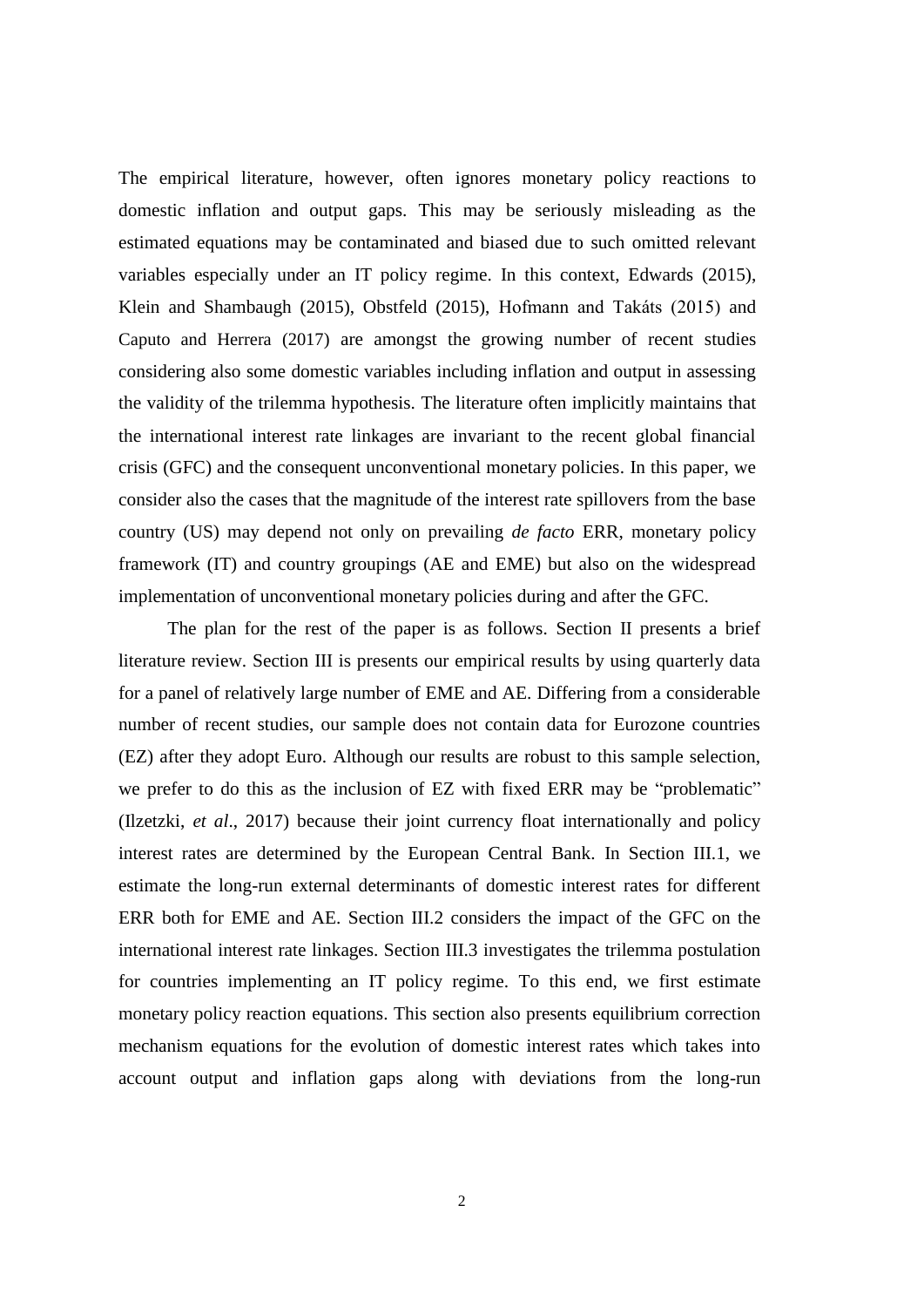The empirical literature, however, often ignores monetary policy reactions to domestic inflation and output gaps. This may be seriously misleading as the estimated equations may be contaminated and biased due to such omitted relevant variables especially under an IT policy regime. In this context, Edwards (2015), Klein and Shambaugh (2015), Obstfeld (2015), Hofmann and Takáts (2015) and Caputo and Herrera (2017) are amongst the growing number of recent studies considering also some domestic variables including inflation and output in assessing the validity of the trilemma hypothesis. The literature often implicitly maintains that the international interest rate linkages are invariant to the recent global financial crisis (GFC) and the consequent unconventional monetary policies. In this paper, we consider also the cases that the magnitude of the interest rate spillovers from the base country (US) may depend not only on prevailing *de facto* ERR, monetary policy framework (IT) and country groupings (AE and EME) but also on the widespread implementation of unconventional monetary policies during and after the GFC.

The plan for the rest of the paper is as follows. Section II presents a brief literature review. Section III is presents our empirical results by using quarterly data for a panel of relatively large number of EME and AE. Differing from a considerable number of recent studies, our sample does not contain data for Eurozone countries (EZ) after they adopt Euro. Although our results are robust to this sample selection, we prefer to do this as the inclusion of EZ with fixed ERR may be "problematic" (Ilzetzki, *et al*., 2017) because their joint currency float internationally and policy interest rates are determined by the European Central Bank. In Section III.1, we estimate the long-run external determinants of domestic interest rates for different ERR both for EME and AE. Section III.2 considers the impact of the GFC on the international interest rate linkages. Section III.3 investigates the trilemma postulation for countries implementing an IT policy regime. To this end, we first estimate monetary policy reaction equations. This section also presents equilibrium correction mechanism equations for the evolution of domestic interest rates which takes into account output and inflation gaps along with deviations from the long-run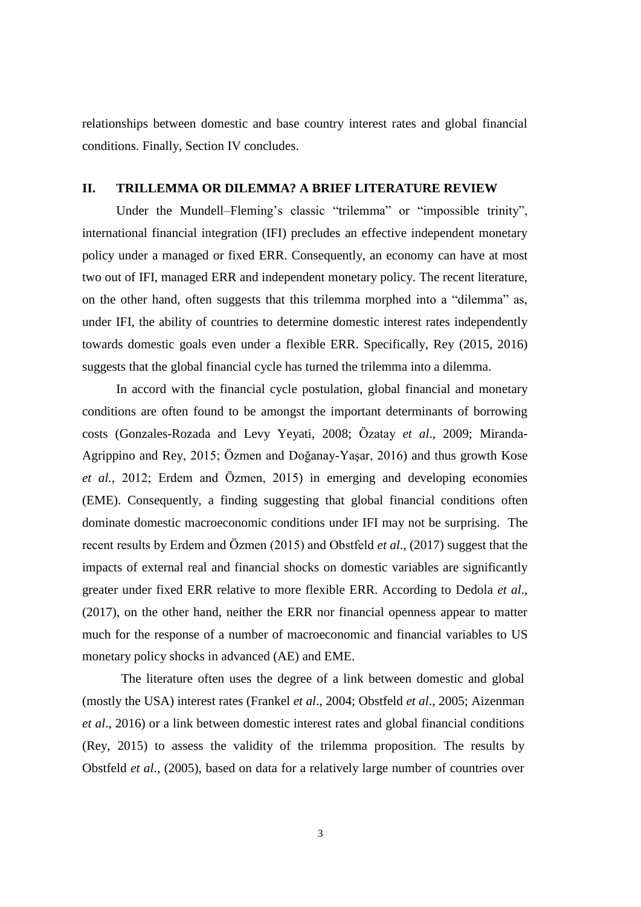relationships between domestic and base country interest rates and global financial conditions. Finally, Section IV concludes.

## II. TRILLEMMA OR DILEMMA? A BRIEF LITERATURE REVIEW

Under the Mundell–Fleming's classic "trilemma" or "impossible trinity", international financial integration (IFI) precludes an effective independent monetary policy under a managed or fixed ERR. Consequently, an economy can have at most two out of IFI, managed ERR and independent monetary policy. The recent literature, on the other hand, often suggests that this trilemma morphed into a "dilemma" as, under IFI, the ability of countries to determine domestic interest rates independently towards domestic goals even under a flexible ERR. Specifically, Rey (2015, 2016) suggests that the global financial cycle has turned the trilemma into a dilemma.

In accord with the financial cycle postulation, global financial and monetary conditions are often found to be amongst the important determinants of borrowing costs (Gonzales-Rozada and Levy Yeyati, 2008; Özatay *et al*., 2009; Miranda-Agrippino and Rey, 2015; Özmen and Doğanay-Yaşar, 2016) and thus growth Kose *et al.,* 2012; Erdem and Özmen, 2015) in emerging and developing economies (EME). Consequently, a finding suggesting that global financial conditions often dominate domestic macroeconomic conditions under IFI may not be surprising. The recent results by Erdem and Özmen (2015) and Obstfeld *et al*., (2017) suggest that the impacts of external real and financial shocks on domestic variables are significantly greater under fixed ERR relative to more flexible ERR. According to Dedola *et al*., (2017), on the other hand, neither the ERR nor financial openness appear to matter much for the response of a number of macroeconomic and financial variables to US monetary policy shocks in advanced (AE) and EME.

The literature often uses the degree of a link between domestic and global (mostly the USA) interest rates (Frankel *et al*., 2004; Obstfeld *et al*., 2005; Aizenman *et al*., 2016) or a link between domestic interest rates and global financial conditions (Rey, 2015) to assess the validity of the trilemma proposition. The results by Obstfeld *et al*., (2005), based on data for a relatively large number of countries over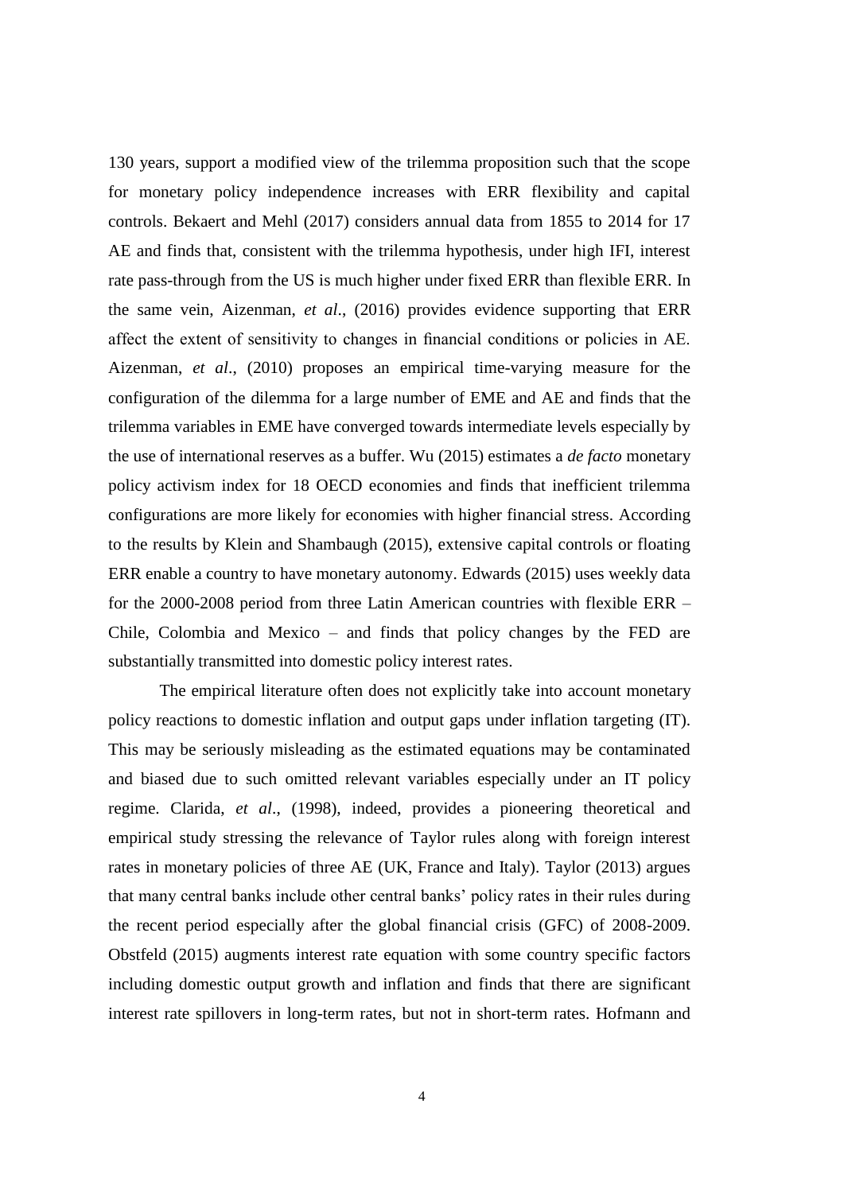130 years, support a modified view of the trilemma proposition such that the scope for monetary policy independence increases with ERR flexibility and capital controls. Bekaert and Mehl (2017) considers annual data from 1855 to 2014 for 17 AE and finds that, consistent with the trilemma hypothesis, under high IFI, interest rate pass-through from the US is much higher under fixed ERR than flexible ERR. In the same vein, Aizenman, *et al*., (2016) provides evidence supporting that ERR affect the extent of sensitivity to changes in financial conditions or policies in AE. Aizenman, *et al*., (2010) proposes an empirical time-varying measure for the configuration of the dilemma for a large number of EME and AE and finds that the trilemma variables in EME have converged towards intermediate levels especially by the use of international reserves as a buffer. Wu (2015) estimates a *de facto* monetary policy activism index for 18 OECD economies and finds that inefficient trilemma configurations are more likely for economies with higher financial stress. According to the results by Klein and Shambaugh (2015), extensive capital controls or floating ERR enable a country to have monetary autonomy. Edwards (2015) uses weekly data for the 2000-2008 period from three Latin American countries with flexible ERR – Chile, Colombia and Mexico – and finds that policy changes by the FED are substantially transmitted into domestic policy interest rates.

The empirical literature often does not explicitly take into account monetary policy reactions to domestic inflation and output gaps under inflation targeting (IT). This may be seriously misleading as the estimated equations may be contaminated and biased due to such omitted relevant variables especially under an IT policy regime. Clarida, *et al*., (1998), indeed, provides a pioneering theoretical and empirical study stressing the relevance of Taylor rules along with foreign interest rates in monetary policies of three AE (UK, France and Italy). Taylor (2013) argues that many central banks include other central banks' policy rates in their rules during the recent period especially after the global financial crisis (GFC) of 2008-2009. Obstfeld (2015) augments interest rate equation with some country specific factors including domestic output growth and inflation and finds that there are significant interest rate spillovers in long-term rates, but not in short-term rates. Hofmann and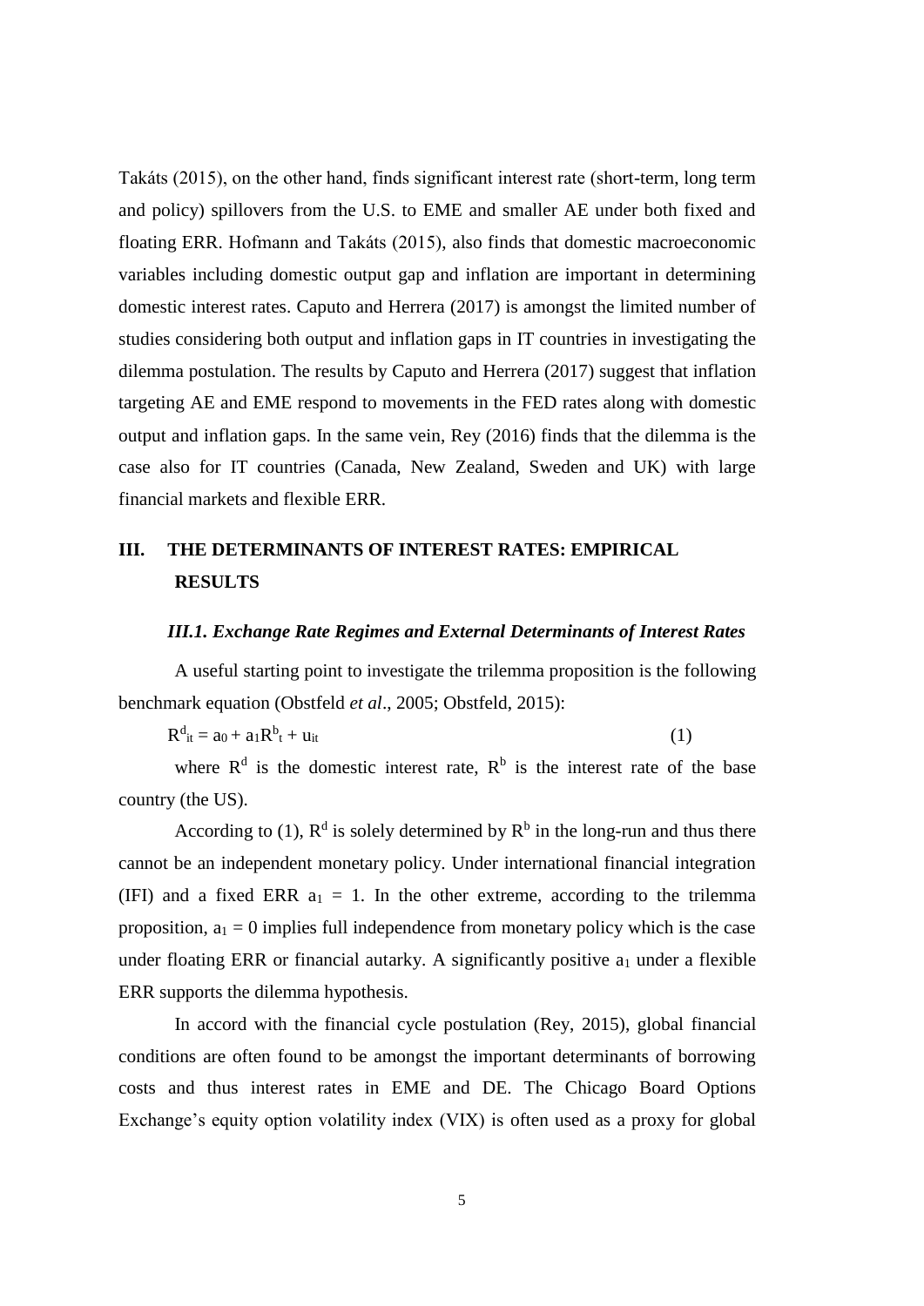Takáts (2015), on the other hand, finds significant interest rate (short-term, long term and policy) spillovers from the U.S. to EME and smaller AE under both fixed and floating ERR. Hofmann and Takáts (2015), also finds that domestic macroeconomic variables including domestic output gap and inflation are important in determining domestic interest rates. Caputo and Herrera (2017) is amongst the limited number of studies considering both output and inflation gaps in IT countries in investigating the dilemma postulation. The results by Caputo and Herrera (2017) suggest that inflation targeting AE and EME respond to movements in the FED rates along with domestic output and inflation gaps. In the same vein, Rey (2016) finds that the dilemma is the case also for IT countries (Canada, New Zealand, Sweden and UK) with large financial markets and flexible ERR.

## III. THE DETERMINANTS OF INTEREST RATES: EMPIRICAL RESULTS

### *III.1. Exchange Rate Regimes and External Determinants of Interest Rates*

A useful starting point to investigate the trilemma proposition is the following benchmark equation (Obstfeld *et al*., 2005; Obstfeld, 2015):

$$R^{d}_{it} = a_0 + a_1 R^{b}_{t} + u_{it} \qquad (1)$$

where $R^d$ is the domestic interest rate, $R^b$ is the interest rate of the base country (the US).

According to (1), $R^d$ is solely determined by $R^b$ in the long-run and thus there cannot be an independent monetary policy. Under international financial integration (IFI) and a fixed ERR $a_1 = 1$. In the other extreme, according to the trilemma proposition, $a_1 = 0$ implies full independence from monetary policy which is the case under floating ERR or financial autarky. A significantly positive $a_1$ under a flexible ERR supports the dilemma hypothesis.

In accord with the financial cycle postulation (Rey, 2015), global financial conditions are often found to be amongst the important determinants of borrowing costs and thus interest rates in EME and DE. The Chicago Board Options Exchange's equity option volatility index (VIX) is often used as a proxy for global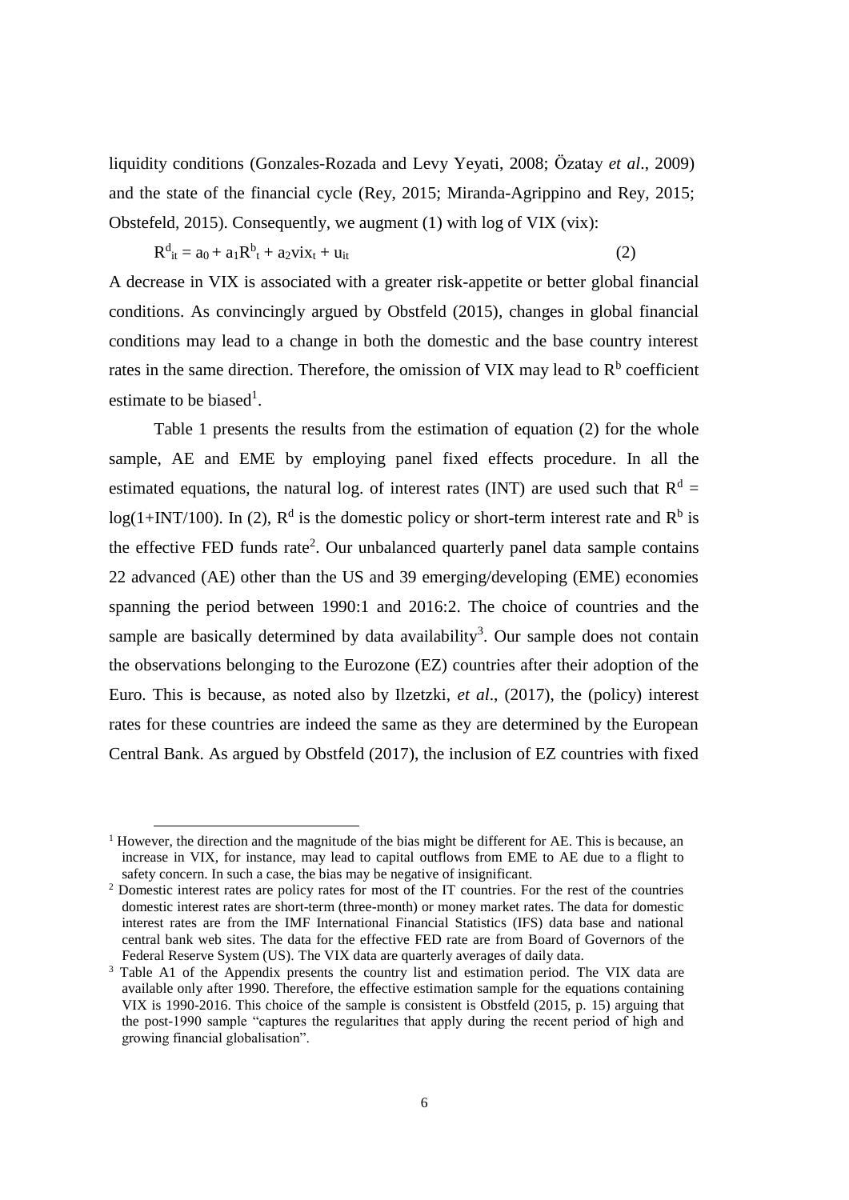liquidity conditions (Gonzales-Rozada and Levy Yeyati, 2008; Özatay *et al*., 2009) and the state of the financial cycle (Rey, 2015; Miranda-Agrippino and Rey, 2015; Obstefeld, 2015). Consequently, we augment (1) with log of VIX (vix):

$$R^{d}_{it} = a_0 + a_1 R^{b}_{t} + a_2 vix_t + u_{it} \qquad (2)$$

A decrease in VIX is associated with a greater risk-appetite or better global financial conditions. As convincingly argued by Obstfeld (2015), changes in global financial conditions may lead to a change in both the domestic and the base country interest rates in the same direction. Therefore, the omission of VIX may lead to $R^b$ coefficient estimate to be biased[1].

Table 1 presents the results from the estimation of equation (2) for the whole sample, AE and EME by employing panel fixed effects procedure. In all the estimated equations, the natural log. of interest rates (INT) are used such that $R^d = \log(1+INT/100)$. In (2), $R^d$ is the domestic policy or short-term interest rate and $R^b$ is the effective FED funds rate[2]. Our unbalanced quarterly panel data sample contains 22 advanced (AE) other than the US and 39 emerging/developing (EME) economies spanning the period between 1990:1 and 2016:2. The choice of countries and the sample are basically determined by data availability[3]. Our sample does not contain the observations belonging to the Eurozone (EZ) countries after their adoption of the Euro. This is because, as noted also by Ilzetzki, *et al*., (2017), the (policy) interest rates for these countries are indeed the same as they are determined by the European Central Bank. As argued by Obstfeld (2017), the inclusion of EZ countries with fixed

---

[1] However, the direction and the magnitude of the bias might be different for AE. This is because, an increase in VIX, for instance, may lead to capital outflows from EME to AE due to a flight to safety concern. In such a case, the bias may be negative of insignificant.

[2] Domestic interest rates are policy rates for most of the IT countries. For the rest of the countries domestic interest rates are short-term (three-month) or money market rates. The data for domestic interest rates are from the IMF International Financial Statistics (IFS) data base and national central bank web sites. The data for the effective FED rate are from Board of Governors of the Federal Reserve System (US). The VIX data are quarterly averages of daily data.

[3] Table A1 of the Appendix presents the country list and estimation period. The VIX data are available only after 1990. Therefore, the effective estimation sample for the equations containing VIX is 1990-2016. This choice of the sample is consistent is Obstfeld (2015, p. 15) arguing that the post-1990 sample "captures the regularities that apply during the recent period of high and growing financial globalisation".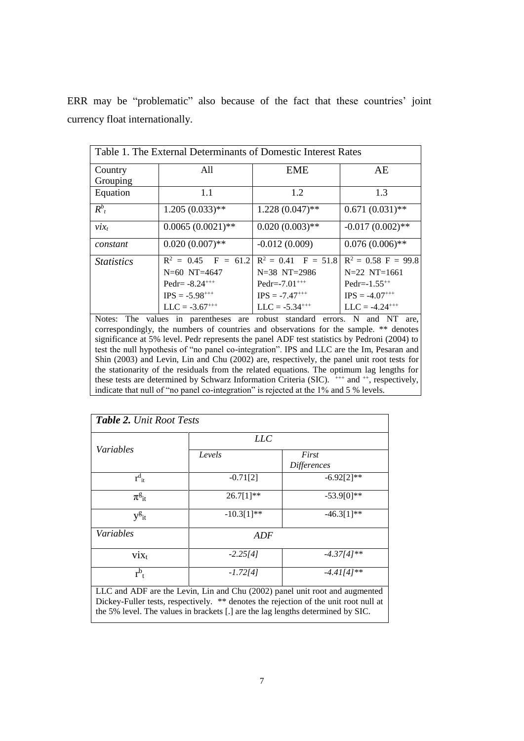ERR may be "problematic" also because of the fact that these countries' joint currency float internationally.

| Table 1. The External Determinants of Domestic Interest Rates | | | |
|---|---|---|---|
| Country Grouping | All | EME | AE |
| Equation | 1.1 | 1.2 | 1.3 |
| $R^b_t$ | 1.205 (0.033)** | 1.228 (0.047)** | 0.671 (0.031)** |
| $vix_t$ | 0.0065 (0.0021)** | 0.020 (0.003)** | -0.017 (0.002)** |
| *constant* | 0.020 (0.007)** | -0.012 (0.009) | 0.076 (0.006)** |
| *Statistics* | $R^2$ = 0.45 F = 61.2<br>N=60 NT=4647<br>Pedr= -8.24[+++]<br>IPS = -5.98[+++]<br>LLC = -3.67[+++] | $R^2$ = 0.41 F = 51.8<br>N=38 NT=2986<br>Pedr=-7.01[+++]<br>IPS = -7.47[+++]<br>LLC = -5.34[+++] | $R^2$ = 0.58 F = 99.8<br>N=22 NT=1661<br>Pedr=-1.55[++]<br>IPS = -4.07[+++]<br>LLC = -4.24[+++] |

Notes: The values in parentheses are robust standard errors. N and NT are, correspondingly, the numbers of countries and observations for the sample. ** denotes significance at 5% level. Pedr represents the panel ADF test statistics by Pedroni (2004) to test the null hypothesis of "no panel co-integration". IPS and LLC are the Im, Pesaran and Shin (2003) and Levin, Lin and Chu (2002) are, respectively, the panel unit root tests for the stationarity of the residuals from the related equations. The optimum lag lengths for these tests are determined by Schwarz Information Criteria (SIC). [+++] and [++], respectively, indicate that null of "no panel co-integration" is rejected at the 1% and 5 % levels.

| ***Table 2.*** *Unit Root Tests* | | |
|---|---|---|
| *Variables* | *LLC* | |
| | *Levels* | *First Differences* |
| $r^d_{it}$ | -0.71[2] | -6.92[2]** |
| $\pi^g_{it}$ | 26.7[1]** | -53.9[0]** |
| $y^g_{it}$ | -10.3[1]** | -46.3[1]** |
| *Variables* | *ADF* | |
| $vix_t$ | *-2.25[4]* | *-4.37[4]*** |
| $r^b_t$ | *-1.72[4]* | *-4.41[4]*** |

LLC and ADF are the Levin, Lin and Chu (2002) panel unit root and augmented Dickey-Fuller tests, respectively. ** denotes the rejection of the unit root null at the 5% level. The values in brackets [.] are the lag lengths determined by SIC.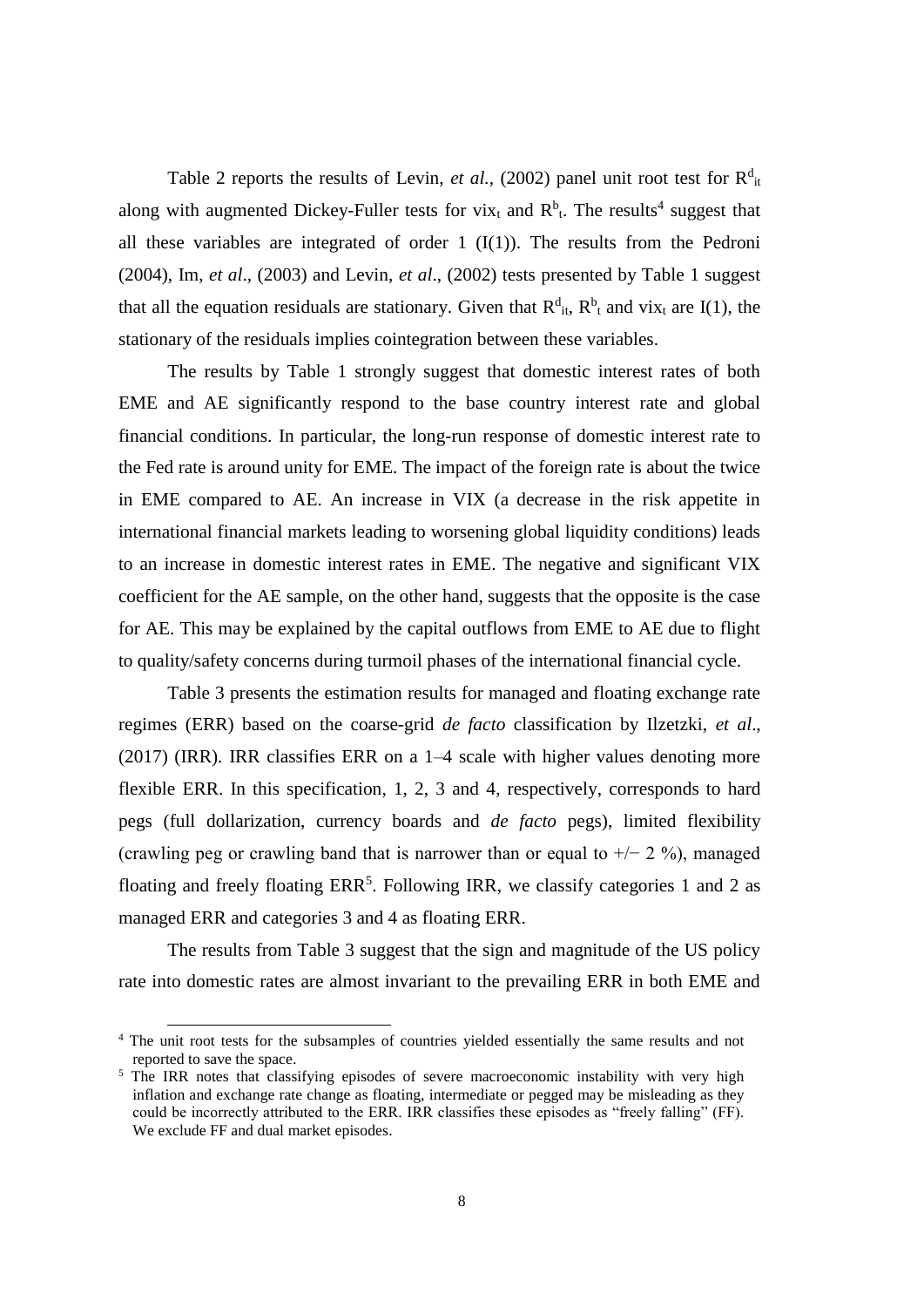Table 2 reports the results of Levin, *et al*., (2002) panel unit root test for $R^d_{it}$ along with augmented Dickey-Fuller tests for $vix_t$ and $R^b_t$. The results[4] suggest that all these variables are integrated of order 1 (I(1)). The results from the Pedroni (2004), Im, *et al*., (2003) and Levin, *et al*., (2002) tests presented by Table 1 suggest that all the equation residuals are stationary. Given that $R^d_{it}$, $R^b_t$ and $vix_t$ are I(1), the stationary of the residuals implies cointegration between these variables.

The results by Table 1 strongly suggest that domestic interest rates of both EME and AE significantly respond to the base country interest rate and global financial conditions. In particular, the long-run response of domestic interest rate to the Fed rate is around unity for EME. The impact of the foreign rate is about the twice in EME compared to AE. An increase in VIX (a decrease in the risk appetite in international financial markets leading to worsening global liquidity conditions) leads to an increase in domestic interest rates in EME. The negative and significant VIX coefficient for the AE sample, on the other hand, suggests that the opposite is the case for AE. This may be explained by the capital outflows from EME to AE due to flight to quality/safety concerns during turmoil phases of the international financial cycle.

Table 3 presents the estimation results for managed and floating exchange rate regimes (ERR) based on the coarse-grid *de facto* classification by Ilzetzki, *et al*., (2017) (IRR). IRR classifies ERR on a 1–4 scale with higher values denoting more flexible ERR. In this specification, 1, 2, 3 and 4, respectively, corresponds to hard pegs (full dollarization, currency boards and *de facto* pegs), limited flexibility (crawling peg or crawling band that is narrower than or equal to +/− 2 %), managed floating and freely floating ERR[5]. Following IRR, we classify categories 1 and 2 as managed ERR and categories 3 and 4 as floating ERR.

The results from Table 3 suggest that the sign and magnitude of the US policy rate into domestic rates are almost invariant to the prevailing ERR in both EME and

[4] The unit root tests for the subsamples of countries yielded essentially the same results and not reported to save the space.

[5] The IRR notes that classifying episodes of severe macroeconomic instability with very high inflation and exchange rate change as floating, intermediate or pegged may be misleading as they could be incorrectly attributed to the ERR. IRR classifies these episodes as "freely falling" (FF). We exclude FF and dual market episodes.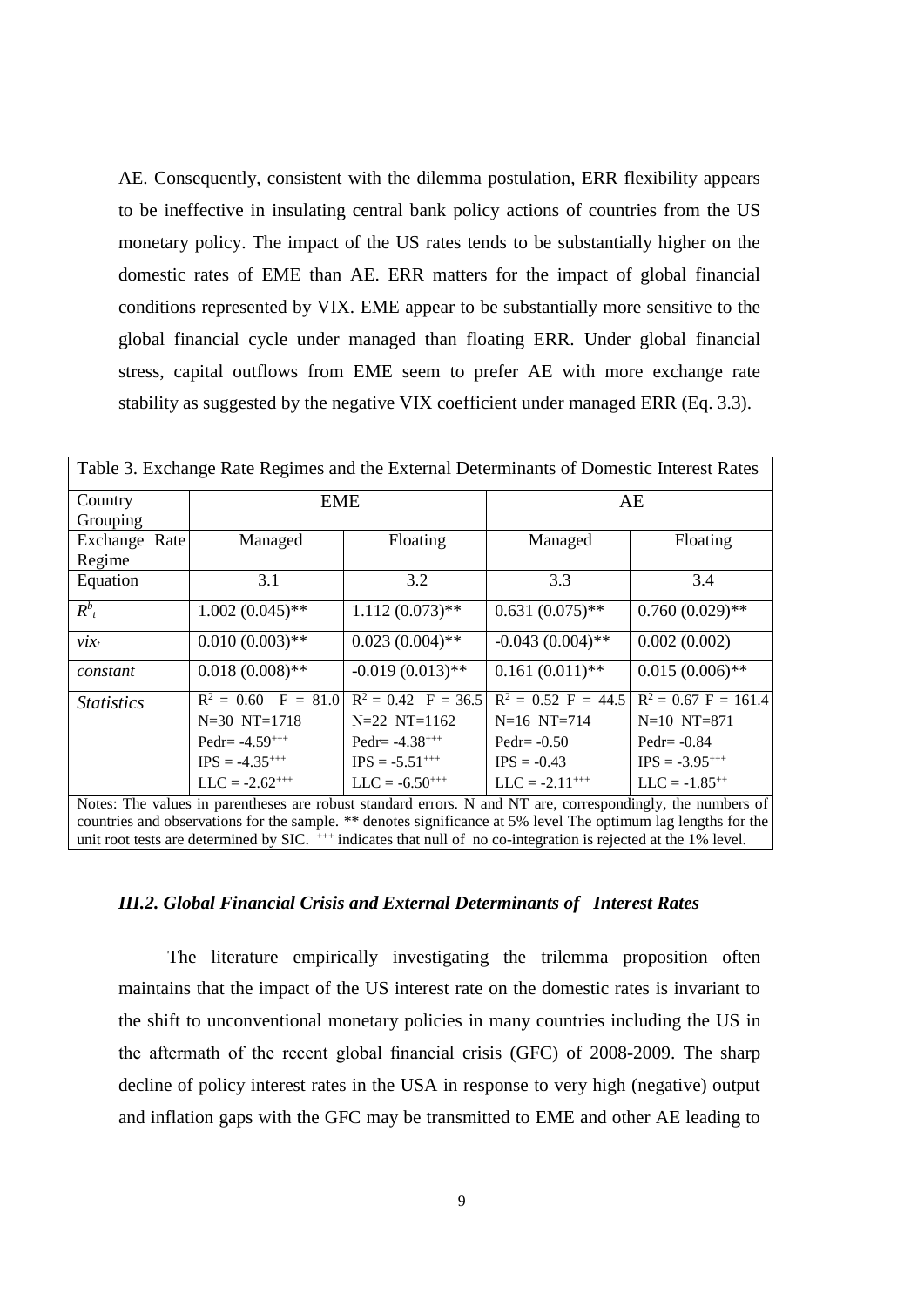AE. Consequently, consistent with the dilemma postulation, ERR flexibility appears to be ineffective in insulating central bank policy actions of countries from the US monetary policy. The impact of the US rates tends to be substantially higher on the domestic rates of EME than AE. ERR matters for the impact of global financial conditions represented by VIX. EME appear to be substantially more sensitive to the global financial cycle under managed than floating ERR. Under global financial stress, capital outflows from EME seem to prefer AE with more exchange rate stability as suggested by the negative VIX coefficient under managed ERR (Eq. 3.3).

| Table 3. Exchange Rate Regimes and the External Determinants of Domestic Interest Rates | | | | |
|---|---|---|---|---|
| Country Grouping | EME | | AE | |
| Exchange Rate Regime | Managed | Floating | Managed | Floating |
| Equation | 3.1 | 3.2 | 3.3 | 3.4 |
| $R^b_t$ | 1.002 (0.045)** | 1.112 (0.073)** | 0.631 (0.075)** | 0.760 (0.029)** |
| $vix_t$ | 0.010 (0.003)** | 0.023 (0.004)** | -0.043 (0.004)** | 0.002 (0.002) |
| *constant* | 0.018 (0.008)** | -0.019 (0.013)** | 0.161 (0.011)** | 0.015 (0.006)** |
| *Statistics* | $R^2$ = 0.60 F = 81.0<br>N=30 NT=1718<br>Pedr= -4.59$^{+++}$<br>IPS = -4.35$^{+++}$<br>LLC = -2.62$^{+++}$ | $R^2$ = 0.42 F = 36.5<br>N=22 NT=1162<br>Pedr= -4.38$^{+++}$<br>IPS = -5.51$^{+++}$<br>LLC = -6.50$^{+++}$ | $R^2$ = 0.52 F = 44.5<br>N=16 NT=714<br>Pedr= -0.50<br>IPS = -0.43<br>LLC = -2.11$^{+++}$ | $R^2$ = 0.67 F = 161.4<br>N=10 NT=871<br>Pedr= -0.84<br>IPS = -3.95$^{+++}$<br>LLC = -1.85$^{++}$ |

Notes: The values in parentheses are robust standard errors. N and NT are, correspondingly, the numbers of countries and observations for the sample. ** denotes significance at 5% level The optimum lag lengths for the unit root tests are determined by SIC. $^{+++}$ indicates that null of no co-integration is rejected at the 1% level.

### *III.2. Global Financial Crisis and External Determinants of Interest Rates*

The literature empirically investigating the trilemma proposition often maintains that the impact of the US interest rate on the domestic rates is invariant to the shift to unconventional monetary policies in many countries including the US in the aftermath of the recent global financial crisis (GFC) of 2008-2009. The sharp decline of policy interest rates in the USA in response to very high (negative) output and inflation gaps with the GFC may be transmitted to EME and other AE leading to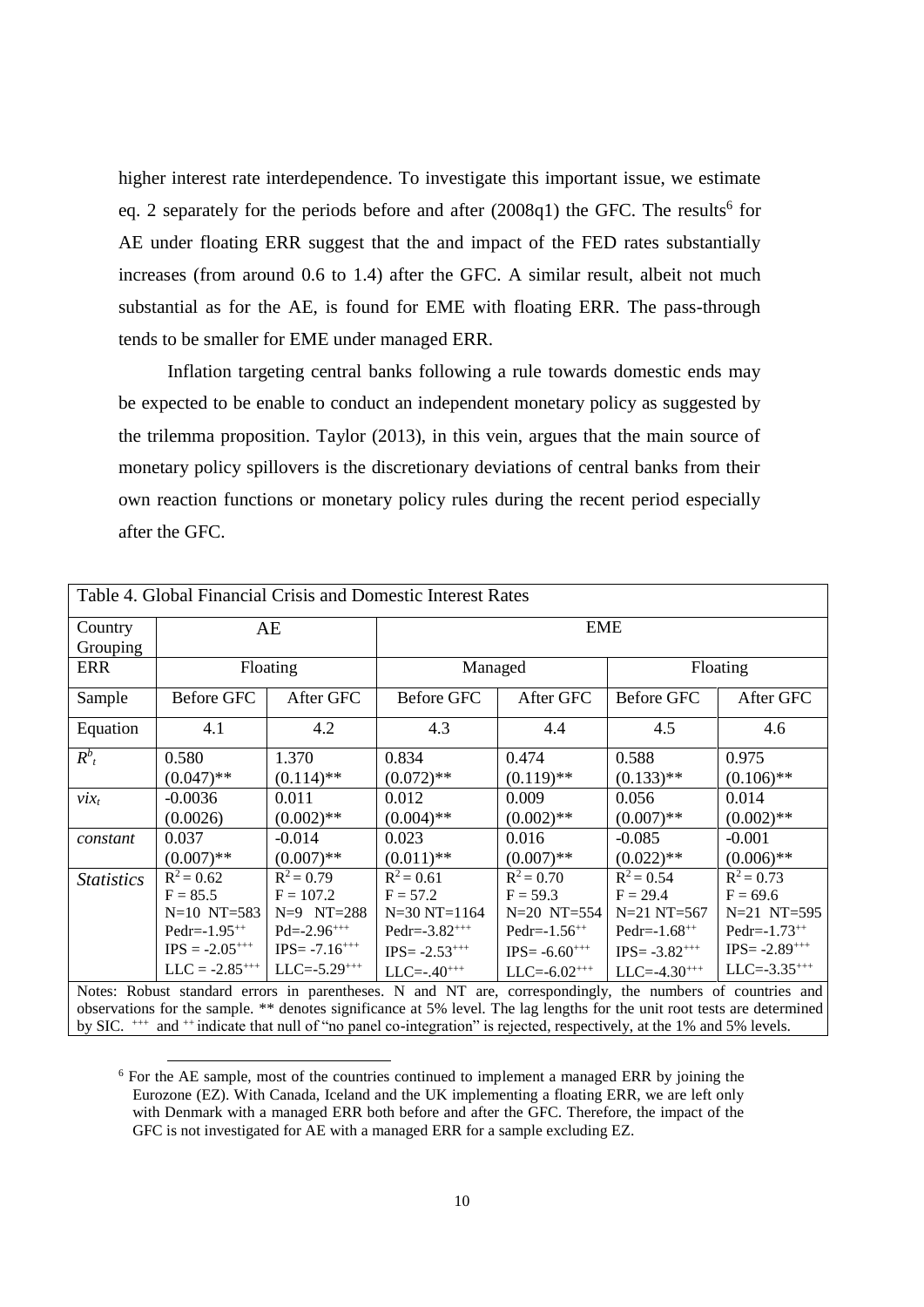higher interest rate interdependence. To investigate this important issue, we estimate eq. 2 separately for the periods before and after (2008q1) the GFC. The results[6] for AE under floating ERR suggest that the and impact of the FED rates substantially increases (from around 0.6 to 1.4) after the GFC. A similar result, albeit not much substantial as for the AE, is found for EME with floating ERR. The pass-through tends to be smaller for EME under managed ERR.

Inflation targeting central banks following a rule towards domestic ends may be expected to be enable to conduct an independent monetary policy as suggested by the trilemma proposition. Taylor (2013), in this vein, argues that the main source of monetary policy spillovers is the discretionary deviations of central banks from their own reaction functions or monetary policy rules during the recent period especially after the GFC.

Table 4. Global Financial Crisis and Domestic Interest Rates

| Country Grouping | AE | | EME | | | |
|---|---|---|---|---|---|---|
| ERR | Floating | | Managed | | Floating | |
| Sample | Before GFC | After GFC | Before GFC | After GFC | Before GFC | After GFC |
| Equation | 4.1 | 4.2 | 4.3 | 4.4 | 4.5 | 4.6 |
| $R^b_t$ | 0.580 (0.047)** | 1.370 (0.114)** | 0.834 (0.072)** | 0.474 (0.119)** | 0.588 (0.133)** | 0.975 (0.106)** |
| $vix_t$ | -0.0036 (0.0026) | 0.011 (0.002)** | 0.012 (0.004)** | 0.009 (0.002)** | 0.056 (0.007)** | 0.014 (0.002)** |
| *constant* | 0.037 (0.007)** | -0.014 (0.007)** | 0.023 (0.011)** | 0.016 (0.007)** | -0.085 (0.022)** | -0.001 (0.006)** |
| *Statistics* | $R^2 = 0.62$<br>$F = 85.5$<br>N=10 NT=583<br>Pedr=-1.95$^{++}$<br>IPS = -2.05$^{+++}$<br>LLC = -2.85$^{+++}$ | $R^2 = 0.79$<br>$F = 107.2$<br>N=9 NT=288<br>Pd=-2.96$^{+++}$<br>IPS= -7.16$^{+++}$<br>LLC=-5.29$^{+++}$ | $R^2 = 0.61$<br>$F = 57.2$<br>N=30 NT=1164<br>Pedr=-3.82$^{+++}$<br>IPS= -2.53$^{+++}$<br>LLC=-.40$^{+++}$ | $R^2 = 0.70$<br>$F = 59.3$<br>N=20 NT=554<br>Pedr=-1.56$^{++}$<br>IPS= -6.60$^{+++}$<br>LLC=-6.02$^{+++}$ | $R^2 = 0.54$<br>$F = 29.4$<br>N=21 NT=567<br>Pedr=-1.68$^{++}$<br>IPS= -3.82$^{+++}$<br>LLC=-4.30$^{+++}$ | $R^2 = 0.73$<br>$F = 69.6$<br>N=21 NT=595<br>Pedr=-1.73$^{++}$<br>IPS= -2.89$^{+++}$<br>LLC=-3.35$^{+++}$ |

Notes: Robust standard errors in parentheses. N and NT are, correspondingly, the numbers of countries and observations for the sample. ** denotes significance at 5% level. The lag lengths for the unit root tests are determined by SIC. $^{+++}$ and $^{++}$ indicate that null of "no panel co-integration" is rejected, respectively, at the 1% and 5% levels.

[6] For the AE sample, most of the countries continued to implement a managed ERR by joining the Eurozone (EZ). With Canada, Iceland and the UK implementing a floating ERR, we are left only with Denmark with a managed ERR both before and after the GFC. Therefore, the impact of the GFC is not investigated for AE with a managed ERR for a sample excluding EZ.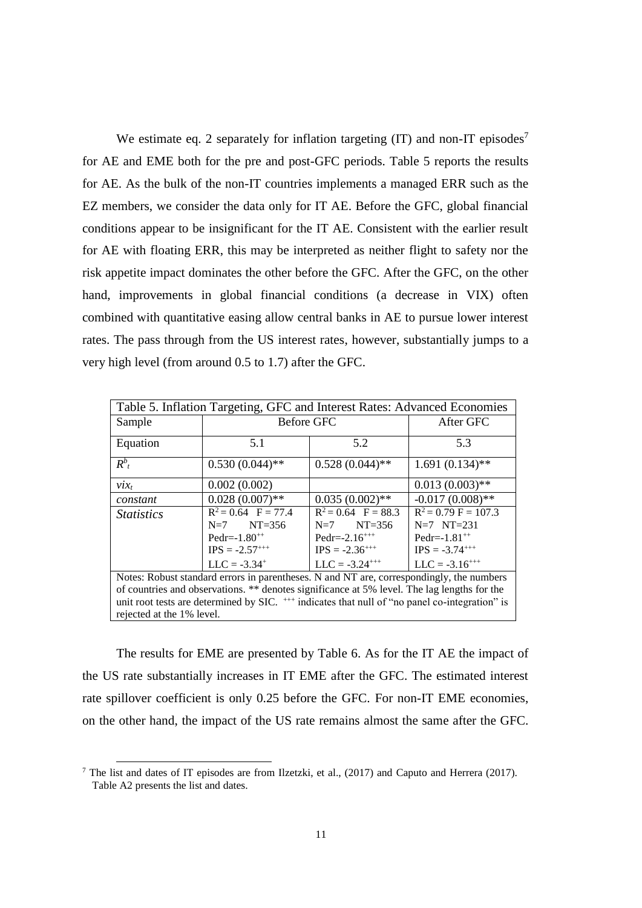We estimate eq. 2 separately for inflation targeting (IT) and non-IT episodes[7] for AE and EME both for the pre and post-GFC periods. Table 5 reports the results for AE. As the bulk of the non-IT countries implements a managed ERR such as the EZ members, we consider the data only for IT AE. Before the GFC, global financial conditions appear to be insignificant for the IT AE. Consistent with the earlier result for AE with floating ERR, this may be interpreted as neither flight to safety nor the risk appetite impact dominates the other before the GFC. After the GFC, on the other hand, improvements in global financial conditions (a decrease in VIX) often combined with quantitative easing allow central banks in AE to pursue lower interest rates. The pass through from the US interest rates, however, substantially jumps to a very high level (from around 0.5 to 1.7) after the GFC.

| Table 5. Inflation Targeting, GFC and Interest Rates: Advanced Economies | | | |
|---|---|---|---|
| Sample | Before GFC | | After GFC |
| Equation | 5.1 | 5.2 | 5.3 |
| $R^b_t$ | 0.530 (0.044)** | 0.528 (0.044)** | 1.691 (0.134)** |
| $vix_t$ | 0.002 (0.002) | | 0.013 (0.003)** |
| *constant* | 0.028 (0.007)** | 0.035 (0.002)** | -0.017 (0.008)** |
| *Statistics* | $R^2 = 0.64$ F = 77.4<br>N=7 NT=356<br>Pedr=-1.80[++]<br>IPS = -2.57[+++]<br>LLC = -3.34[+] | $R^2 = 0.64$ F = 88.3<br>N=7 NT=356<br>Pedr=-2.16[+++]<br>IPS = -2.36[+++]<br>LLC = -3.24[+++] | $R^2 = 0.79$ F = 107.3<br>N=7 NT=231<br>Pedr=-1.81[++]<br>IPS = -3.74[+++]<br>LLC = -3.16[+++] |

Notes: Robust standard errors in parentheses. N and NT are, correspondingly, the numbers of countries and observations. ** denotes significance at 5% level. The lag lengths for the unit root tests are determined by SIC. [+++] indicates that null of "no panel co-integration" is rejected at the 1% level.

The results for EME are presented by Table 6. As for the IT AE the impact of the US rate substantially increases in IT EME after the GFC. The estimated interest rate spillover coefficient is only 0.25 before the GFC. For non-IT EME economies, on the other hand, the impact of the US rate remains almost the same after the GFC.

[7] The list and dates of IT episodes are from Ilzetzki, et al., (2017) and Caputo and Herrera (2017). Table A2 presents the list and dates.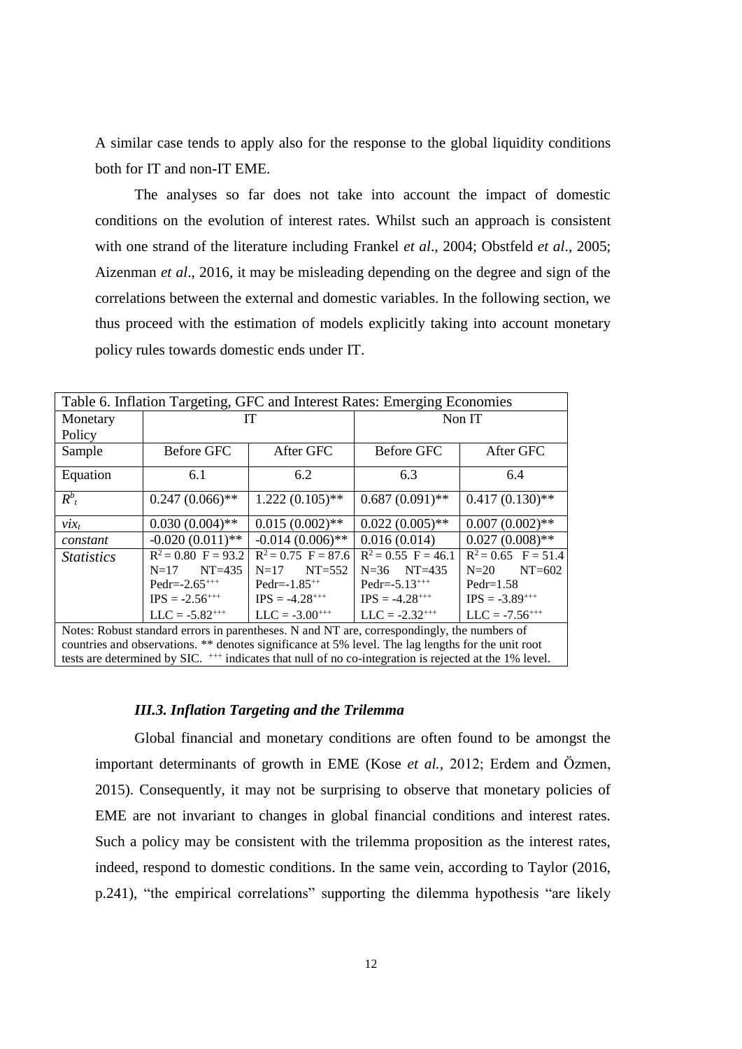A similar case tends to apply also for the response to the global liquidity conditions both for IT and non-IT EME.

The analyses so far does not take into account the impact of domestic conditions on the evolution of interest rates. Whilst such an approach is consistent with one strand of the literature including Frankel *et al*., 2004; Obstfeld *et al*., 2005; Aizenman *et al*., 2016, it may be misleading depending on the degree and sign of the correlations between the external and domestic variables. In the following section, we thus proceed with the estimation of models explicitly taking into account monetary policy rules towards domestic ends under IT.

| Table 6. Inflation Targeting, GFC and Interest Rates: Emerging Economies | | | | |
|---|---|---|---|---|
| Monetary Policy | IT | | Non IT | |
| Sample | Before GFC | After GFC | Before GFC | After GFC |
| Equation | 6.1 | 6.2 | 6.3 | 6.4 |
| $R^b_t$ | 0.247 (0.066)** | 1.222 (0.105)** | 0.687 (0.091)** | 0.417 (0.130)** |
| $vix_t$ | 0.030 (0.004)** | 0.015 (0.002)** | 0.022 (0.005)** | 0.007 (0.002)** |
| *constant* | -0.020 (0.011)** | -0.014 (0.006)** | 0.016 (0.014) | 0.027 (0.008)** |
| *Statistics* | $R^2 = 0.80$ $F = 93.2$ N=17 NT=435 Pedr=-2.65+++ IPS = -2.56+++ LLC = -5.82+++ | $R^2 = 0.75$ $F = 87.6$ N=17 NT=552 Pedr=-1.85++ IPS = -4.28+++ LLC = -3.00+++ | $R^2 = 0.55$ $F = 46.1$ N=36 NT=435 Pedr=-5.13+++ IPS = -4.28+++ LLC = -2.32+++ | $R^2 = 0.65$ $F = 51.4$ N=20 NT=602 Pedr=1.58 IPS = -3.89+++ LLC = -7.56+++ |

Notes: Robust standard errors in parentheses. N and NT are, correspondingly, the numbers of countries and observations. ** denotes significance at 5% level. The lag lengths for the unit root tests are determined by SIC. +++ indicates that null of no co-integration is rejected at the 1% level.

### *III.3. Inflation Targeting and the Trilemma*

Global financial and monetary conditions are often found to be amongst the important determinants of growth in EME (Kose *et al.*, 2012; Erdem and Özmen, 2015). Consequently, it may not be surprising to observe that monetary policies of EME are not invariant to changes in global financial conditions and interest rates. Such a policy may be consistent with the trilemma proposition as the interest rates, indeed, respond to domestic conditions. In the same vein, according to Taylor (2016, p.241), "the empirical correlations" supporting the dilemma hypothesis "are likely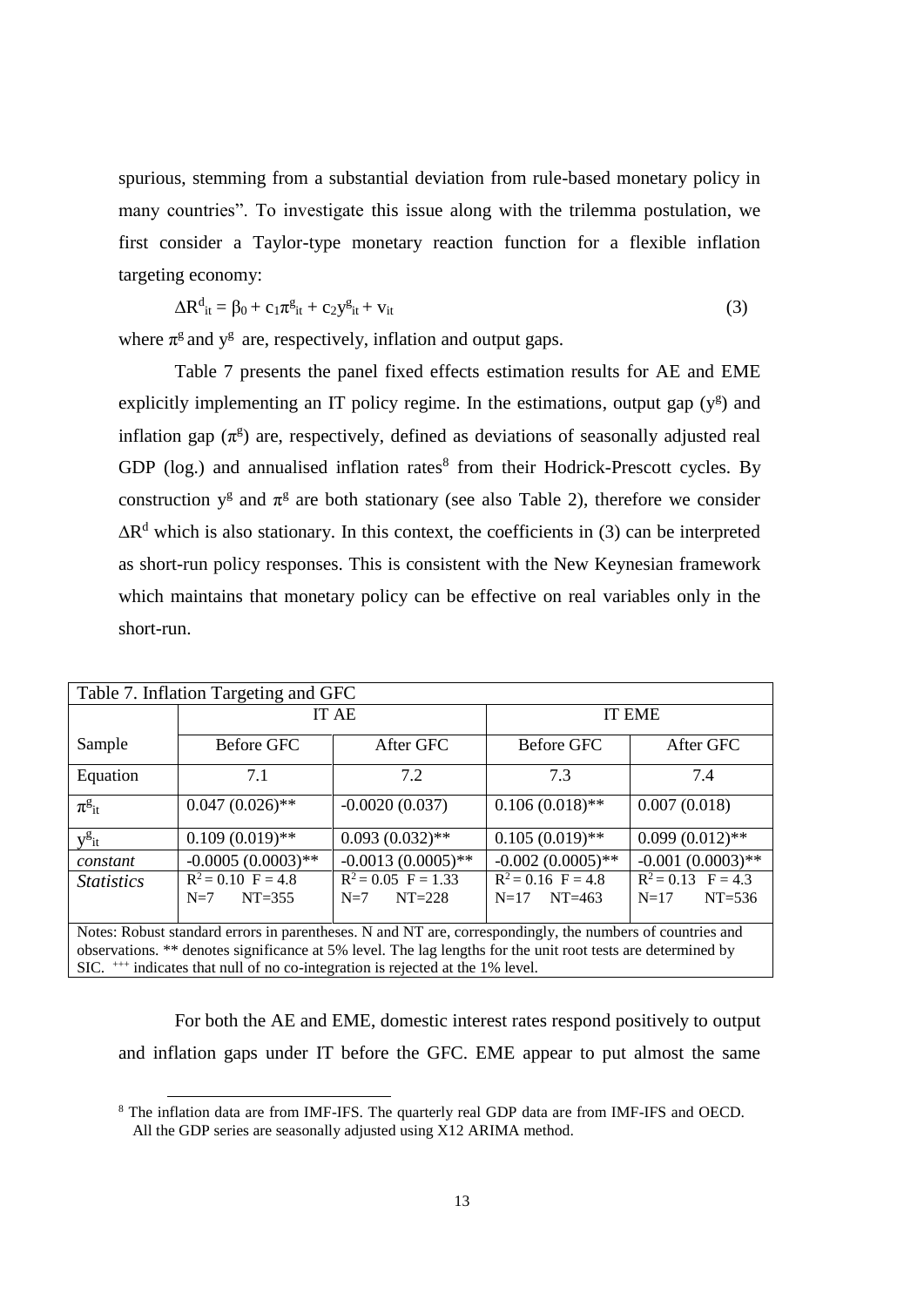spurious, stemming from a substantial deviation from rule-based monetary policy in many countries". To investigate this issue along with the trilemma postulation, we first consider a Taylor-type monetary reaction function for a flexible inflation targeting economy:

$$\Delta R^d_{it} = \beta_0 + c_1\pi^g_{it} + c_2 y^g_{it} + v_{it} \tag{3}$$

where $\pi^g$ and $y^g$ are, respectively, inflation and output gaps.

Table 7 presents the panel fixed effects estimation results for AE and EME explicitly implementing an IT policy regime. In the estimations, output gap ($y^g$) and inflation gap ($\pi^g$) are, respectively, defined as deviations of seasonally adjusted real GDP (log.) and annualised inflation rates[8] from their Hodrick-Prescott cycles. By construction $y^g$ and $\pi^g$ are both stationary (see also Table 2), therefore we consider $\Delta R^d$ which is also stationary. In this context, the coefficients in (3) can be interpreted as short-run policy responses. This is consistent with the New Keynesian framework which maintains that monetary policy can be effective on real variables only in the short-run.

Table 7. Inflation Targeting and GFC

| | IT AE | | IT EME | |
|---|---|---|---|---|
| Sample | Before GFC | After GFC | Before GFC | After GFC |
| Equation | 7.1 | 7.2 | 7.3 | 7.4 |
| $\pi^g_{it}$ | 0.047 (0.026)** | -0.0020 (0.037) | 0.106 (0.018)** | 0.007 (0.018) |
| $y^g_{it}$ | 0.109 (0.019)** | 0.093 (0.032)** | 0.105 (0.019)** | 0.099 (0.012)** |
| *constant* | -0.0005 (0.0003)** | -0.0013 (0.0005)** | -0.002 (0.0005)** | -0.001 (0.0003)** |
| *Statistics* | $R^2 = 0.10$ $F = 4.8$ N=7 NT=355 | $R^2 = 0.05$ $F = 1.33$ N=7 NT=228 | $R^2 = 0.16$ $F = 4.8$ N=17 NT=463 | $R^2 = 0.13$ $F = 4.3$ N=17 NT=536 |

Notes: Robust standard errors in parentheses. N and NT are, correspondingly, the numbers of countries and observations. ** denotes significance at 5% level. The lag lengths for the unit root tests are determined by SIC. +++ indicates that null of no co-integration is rejected at the 1% level.

For both the AE and EME, domestic interest rates respond positively to output and inflation gaps under IT before the GFC. EME appear to put almost the same

[8] The inflation data are from IMF-IFS. The quarterly real GDP data are from IMF-IFS and OECD. All the GDP series are seasonally adjusted using X12 ARIMA method.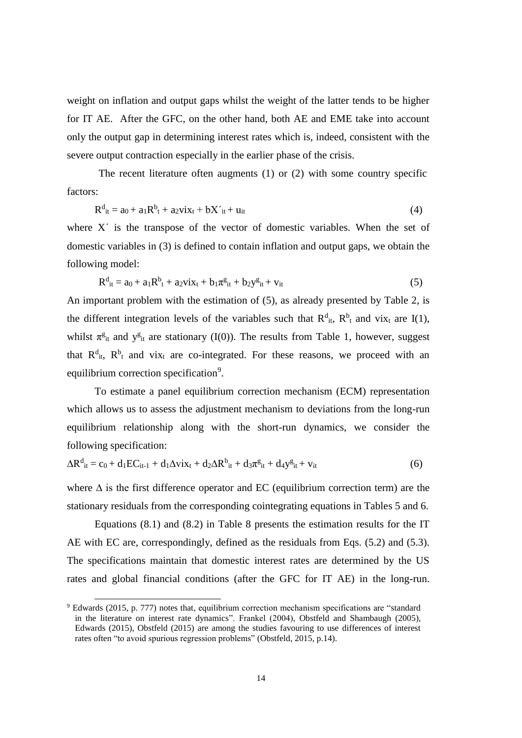weight on inflation and output gaps whilst the weight of the latter tends to be higher for IT AE. After the GFC, on the other hand, both AE and EME take into account only the output gap in determining interest rates which is, indeed, consistent with the severe output contraction especially in the earlier phase of the crisis.

The recent literature often augments (1) or (2) with some country specific factors:

$$R^{d}_{it} = a_0 + a_1 R^{b}_{t} + a_2 vix_t + bX'_{it} + u_{it} \tag{4}$$

where X´ is the transpose of the vector of domestic variables. When the set of domestic variables in (3) is defined to contain inflation and output gaps, we obtain the following model:

$$R^{d}_{it} = a_0 + a_1 R^{b}_{t} + a_2 vix_t + b_1 \pi^{g}_{it} + b_2 y^{g}_{it} + v_{it} \tag{5}$$

An important problem with the estimation of (5), as already presented by Table 2, is the different integration levels of the variables such that $R^{d}_{it}$, $R^{b}_{t}$ and $vix_t$ are I(1), whilst $\pi^{g}_{it}$ and $y^{g}_{it}$ are stationary (I(0)). The results from Table 1, however, suggest that $R^{d}_{it}$, $R^{b}_{t}$ and $vix_t$ are co-integrated. For these reasons, we proceed with an equilibrium correction specification[9].

To estimate a panel equilibrium correction mechanism (ECM) representation which allows us to assess the adjustment mechanism to deviations from the long-run equilibrium relationship along with the short-run dynamics, we consider the following specification:

$$\Delta R^{d}_{it} = c_0 + d_1 EC_{it-1} + d_1 \Delta vix_t + d_2 \Delta R^{b}_{it} + d_3 \pi^{g}_{it} + d_4 y^{g}_{it} + v_{it} \tag{6}$$

where $\Delta$ is the first difference operator and EC (equilibrium correction term) are the stationary residuals from the corresponding cointegrating equations in Tables 5 and 6.

Equations (8.1) and (8.2) in Table 8 presents the estimation results for the IT AE with EC are, correspondingly, defined as the residuals from Eqs. (5.2) and (5.3). The specifications maintain that domestic interest rates are determined by the US rates and global financial conditions (after the GFC for IT AE) in the long-run.

[9] Edwards (2015, p. 777) notes that, equilibrium correction mechanism specifications are "standard in the literature on interest rate dynamics". Frankel (2004), Obstfeld and Shambaugh (2005), Edwards (2015), Obstfeld (2015) are among the studies favouring to use differences of interest rates often "to avoid spurious regression problems" (Obstfeld, 2015, p.14).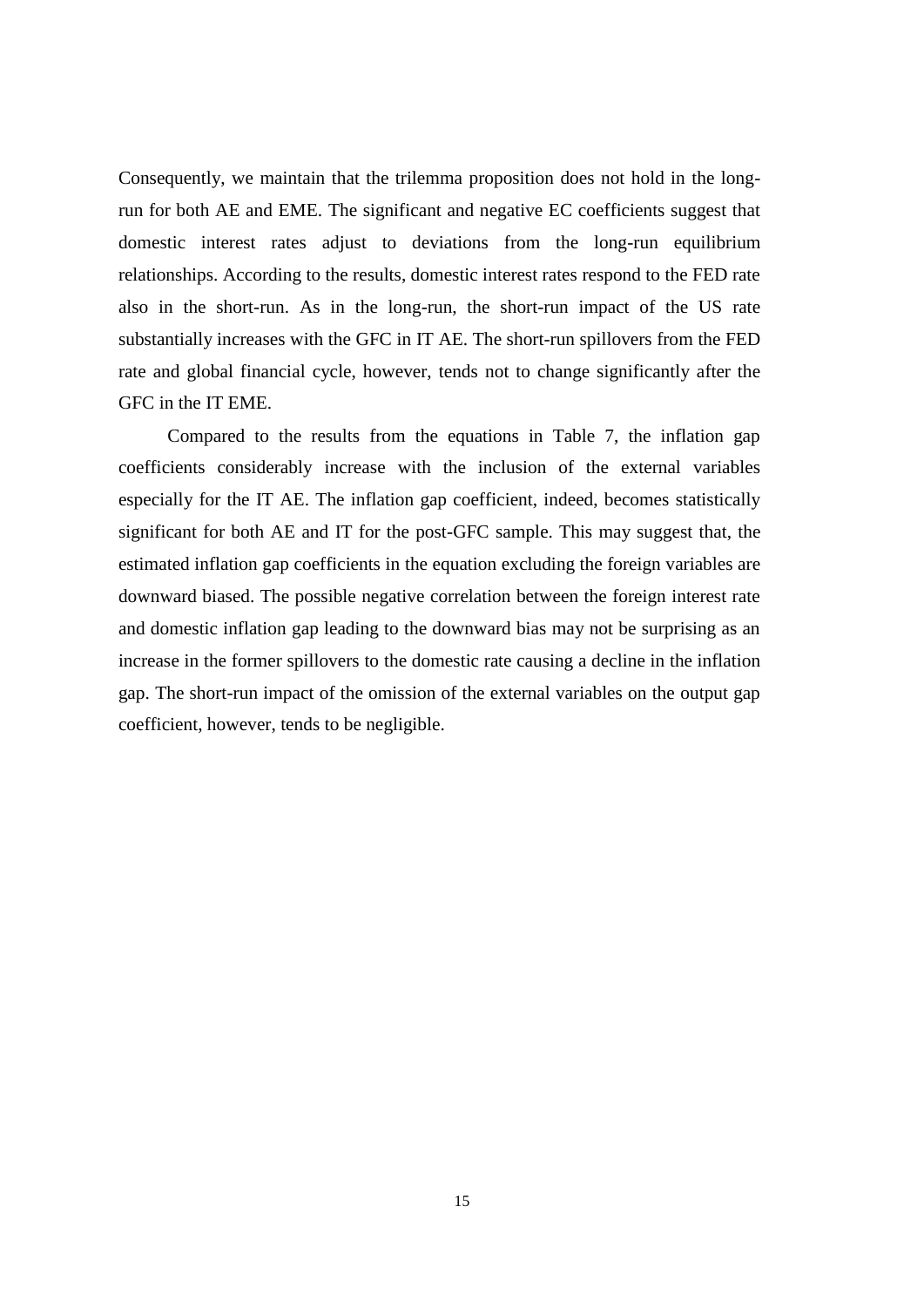Consequently, we maintain that the trilemma proposition does not hold in the long-run for both AE and EME. The significant and negative EC coefficients suggest that domestic interest rates adjust to deviations from the long-run equilibrium relationships. According to the results, domestic interest rates respond to the FED rate also in the short-run. As in the long-run, the short-run impact of the US rate substantially increases with the GFC in IT AE. The short-run spillovers from the FED rate and global financial cycle, however, tends not to change significantly after the GFC in the IT EME.

Compared to the results from the equations in Table 7, the inflation gap coefficients considerably increase with the inclusion of the external variables especially for the IT AE. The inflation gap coefficient, indeed, becomes statistically significant for both AE and IT for the post-GFC sample. This may suggest that, the estimated inflation gap coefficients in the equation excluding the foreign variables are downward biased. The possible negative correlation between the foreign interest rate and domestic inflation gap leading to the downward bias may not be surprising as an increase in the former spillovers to the domestic rate causing a decline in the inflation gap. The short-run impact of the omission of the external variables on the output gap coefficient, however, tends to be negligible.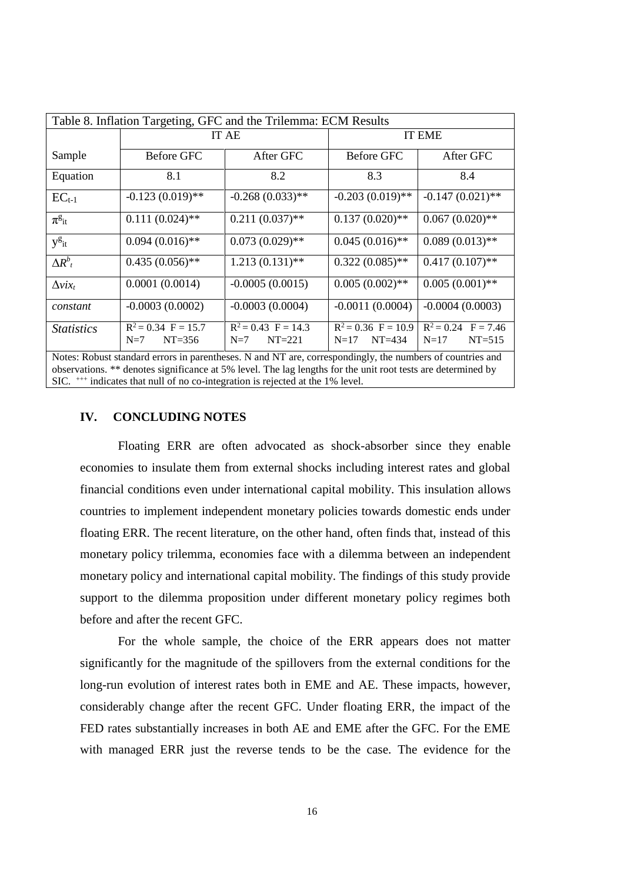| Table 8. Inflation Targeting, GFC and the Trilemma: ECM Results | | | | |
|---|---|---|---|---|
| | IT AE | | IT EME | |
| Sample | Before GFC | After GFC | Before GFC | After GFC |
| Equation | 8.1 | 8.2 | 8.3 | 8.4 |
| $EC_{t-1}$ | -0.123 (0.019)** | -0.268 (0.033)** | -0.203 (0.019)** | -0.147 (0.021)** |
| $\pi^{g}_{it}$ | 0.111 (0.024)** | 0.211 (0.037)** | 0.137 (0.020)** | 0.067 (0.020)** |
| $y^{g}_{it}$ | 0.094 (0.016)** | 0.073 (0.029)** | 0.045 (0.016)** | 0.089 (0.013)** |
| $\Delta R^{b}_{t}$ | 0.435 (0.056)** | 1.213 (0.131)** | 0.322 (0.085)** | 0.417 (0.107)** |
| $\Delta vix_{t}$ | 0.0001 (0.0014) | -0.0005 (0.0015) | 0.005 (0.002)** | 0.005 (0.001)** |
| *constant* | -0.0003 (0.0002) | -0.0003 (0.0004) | -0.0011 (0.0004) | -0.0004 (0.0003) |
| *Statistics* | $R^2 = 0.34$ $F = 15.7$ N=7 NT=356 | $R^2 = 0.43$ $F = 14.3$ N=7 NT=221 | $R^2 = 0.36$ $F = 10.9$ N=17 NT=434 | $R^2 = 0.24$ $F = 7.46$ N=17 NT=515 |

Notes: Robust standard errors in parentheses. N and NT are, correspondingly, the numbers of countries and observations. ** denotes significance at 5% level. The lag lengths for the unit root tests are determined by SIC. +++ indicates that null of no co-integration is rejected at the 1% level.

## IV. CONCLUDING NOTES

Floating ERR are often advocated as shock-absorber since they enable economies to insulate them from external shocks including interest rates and global financial conditions even under international capital mobility. This insulation allows countries to implement independent monetary policies towards domestic ends under floating ERR. The recent literature, on the other hand, often finds that, instead of this monetary policy trilemma, economies face with a dilemma between an independent monetary policy and international capital mobility. The findings of this study provide support to the dilemma proposition under different monetary policy regimes both before and after the recent GFC.

For the whole sample, the choice of the ERR appears does not matter significantly for the magnitude of the spillovers from the external conditions for the long-run evolution of interest rates both in EME and AE. These impacts, however, considerably change after the recent GFC. Under floating ERR, the impact of the FED rates substantially increases in both AE and EME after the GFC. For the EME with managed ERR just the reverse tends to be the case. The evidence for the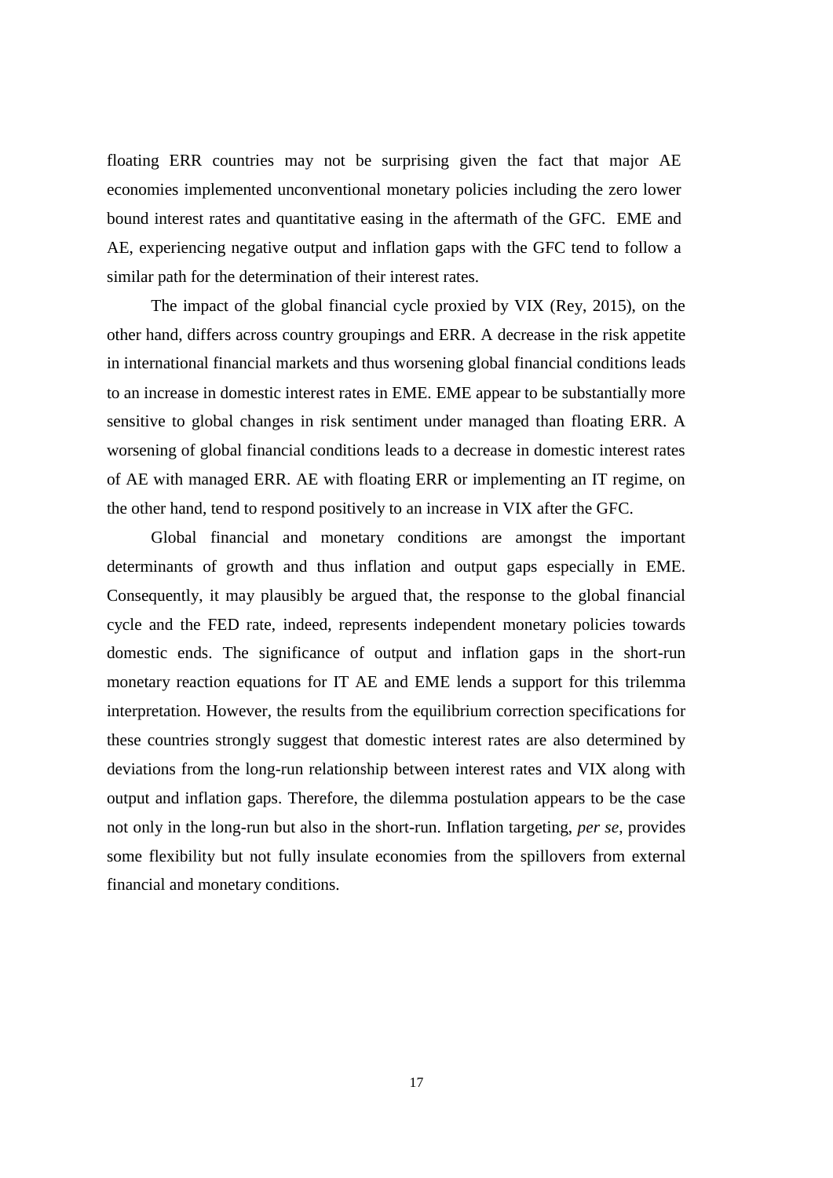floating ERR countries may not be surprising given the fact that major AE economies implemented unconventional monetary policies including the zero lower bound interest rates and quantitative easing in the aftermath of the GFC. EME and AE, experiencing negative output and inflation gaps with the GFC tend to follow a similar path for the determination of their interest rates.

The impact of the global financial cycle proxied by VIX (Rey, 2015), on the other hand, differs across country groupings and ERR. A decrease in the risk appetite in international financial markets and thus worsening global financial conditions leads to an increase in domestic interest rates in EME. EME appear to be substantially more sensitive to global changes in risk sentiment under managed than floating ERR. A worsening of global financial conditions leads to a decrease in domestic interest rates of AE with managed ERR. AE with floating ERR or implementing an IT regime, on the other hand, tend to respond positively to an increase in VIX after the GFC.

Global financial and monetary conditions are amongst the important determinants of growth and thus inflation and output gaps especially in EME. Consequently, it may plausibly be argued that, the response to the global financial cycle and the FED rate, indeed, represents independent monetary policies towards domestic ends. The significance of output and inflation gaps in the short-run monetary reaction equations for IT AE and EME lends a support for this trilemma interpretation. However, the results from the equilibrium correction specifications for these countries strongly suggest that domestic interest rates are also determined by deviations from the long-run relationship between interest rates and VIX along with output and inflation gaps. Therefore, the dilemma postulation appears to be the case not only in the long-run but also in the short-run. Inflation targeting, *per se*, provides some flexibility but not fully insulate economies from the spillovers from external financial and monetary conditions.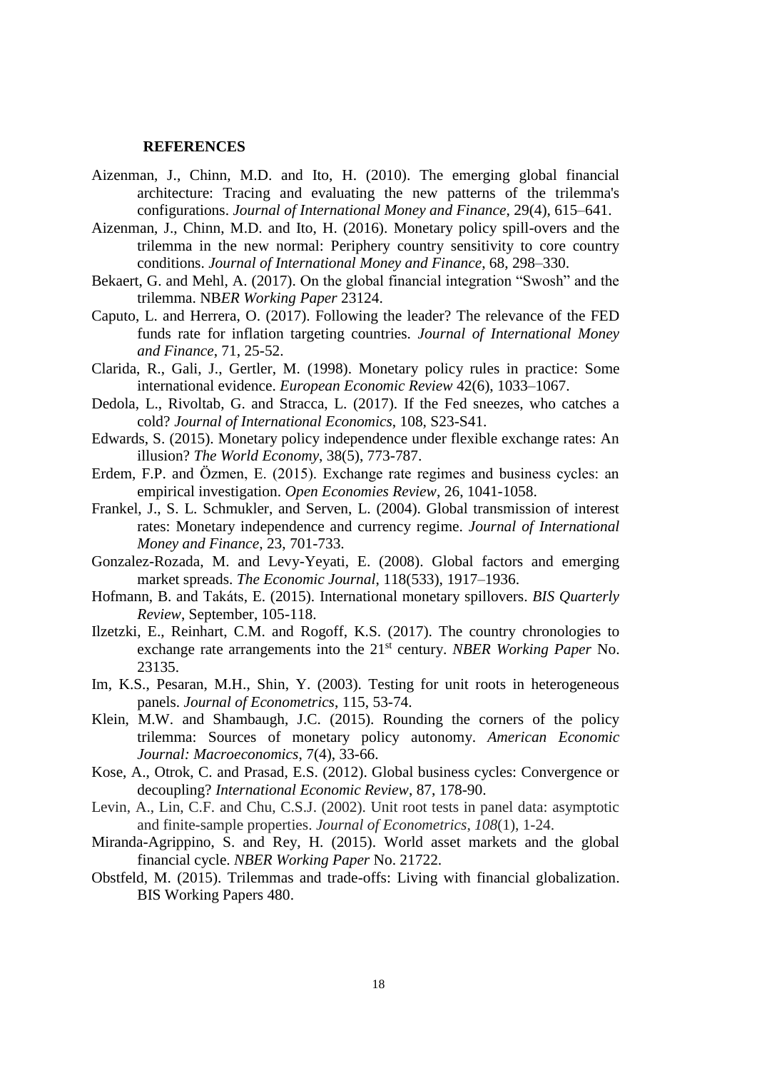## REFERENCES

Aizenman, J., Chinn, M.D. and Ito, H. (2010). The emerging global financial architecture: Tracing and evaluating the new patterns of the trilemma's configurations. *Journal of International Money and Finance*, 29(4), 615–641.

Aizenman, J., Chinn, M.D. and Ito, H. (2016). Monetary policy spill-overs and the trilemma in the new normal: Periphery country sensitivity to core country conditions. *Journal of International Money and Finance*, 68, 298–330.

Bekaert, G. and Mehl, A. (2017). On the global financial integration "Swosh" and the trilemma. NB*ER Working Paper* 23124.

Caputo, L. and Herrera, O. (2017). Following the leader? The relevance of the FED funds rate for inflation targeting countries. *Journal of International Money and Finance*, 71, 25-52.

Clarida, R., Gali, J., Gertler, M. (1998). Monetary policy rules in practice: Some international evidence. *European Economic Review* 42(6), 1033–1067.

Dedola, L., Rivoltab, G. and Stracca, L. (2017). If the Fed sneezes, who catches a cold? *Journal of International Economics*, 108, S23-S41.

Edwards, S. (2015). Monetary policy independence under flexible exchange rates: An illusion? *The World Economy*, 38(5), 773-787.

Erdem, F.P. and Özmen, E. (2015). Exchange rate regimes and business cycles: an empirical investigation. *Open Economies Review*, 26, 1041-1058.

Frankel, J., S. L. Schmukler, and Serven, L. (2004). Global transmission of interest rates: Monetary independence and currency regime. *Journal of International Money and Finance*, 23, 701-733.

Gonzalez-Rozada, M. and Levy-Yeyati, E. (2008). Global factors and emerging market spreads. *The Economic Journal*, 118(533), 1917–1936.

Hofmann, B. and Takáts, E. (2015). International monetary spillovers. *BIS Quarterly Review*, September, 105-118.

Ilzetzki, E., Reinhart, C.M. and Rogoff, K.S. (2017). The country chronologies to exchange rate arrangements into the 21st century. *NBER Working Paper* No. 23135.

Im, K.S., Pesaran, M.H., Shin, Y. (2003). Testing for unit roots in heterogeneous panels. *Journal of Econometrics*, 115, 53-74.

Klein, M.W. and Shambaugh, J.C. (2015). Rounding the corners of the policy trilemma: Sources of monetary policy autonomy. *American Economic Journal: Macroeconomics*, 7(4), 33-66.

Kose, A., Otrok, C. and Prasad, E.S. (2012). Global business cycles: Convergence or decoupling? *International Economic Review*, 87, 178-90.

Levin, A., Lin, C.F. and Chu, C.S.J. (2002). Unit root tests in panel data: asymptotic and finite-sample properties. *Journal of Econometrics*, *108*(1), 1-24.

Miranda-Agrippino, S. and Rey, H. (2015). World asset markets and the global financial cycle. *NBER Working Paper* No. 21722.

Obstfeld, M. (2015). Trilemmas and trade-offs: Living with financial globalization. BIS Working Papers 480.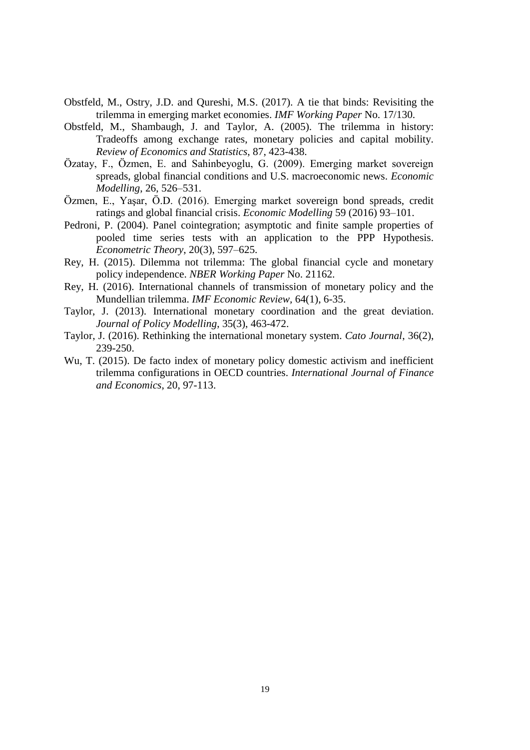Obstfeld, M., Ostry, J.D. and Qureshi, M.S. (2017). A tie that binds: Revisiting the trilemma in emerging market economies. *IMF Working Paper* No. 17/130.

Obstfeld, M., Shambaugh, J. and Taylor, A. (2005). The trilemma in history: Tradeoffs among exchange rates, monetary policies and capital mobility. *Review of Economics and Statistics*, 87, 423-438.

Özatay, F., Özmen, E. and Sahinbeyoglu, G. (2009). Emerging market sovereign spreads, global financial conditions and U.S. macroeconomic news. *Economic Modelling*, 26, 526–531.

Özmen, E., Yaşar, Ö.D. (2016). Emerging market sovereign bond spreads, credit ratings and global financial crisis. *Economic Modelling* 59 (2016) 93–101.

Pedroni, P. (2004). Panel cointegration; asymptotic and finite sample properties of pooled time series tests with an application to the PPP Hypothesis. *Econometric Theory*, 20(3), 597–625.

Rey, H. (2015). Dilemma not trilemma: The global financial cycle and monetary policy independence. *NBER Working Paper* No. 21162.

Rey, H. (2016). International channels of transmission of monetary policy and the Mundellian trilemma. *IMF Economic Review*, 64(1), 6-35.

Taylor, J. (2013). International monetary coordination and the great deviation. *Journal of Policy Modelling*, 35(3), 463-472.

Taylor, J. (2016). Rethinking the international monetary system. *Cato Journal*, 36(2), 239-250.

Wu, T. (2015). De facto index of monetary policy domestic activism and inefficient trilemma configurations in OECD countries. *International Journal of Finance and Economics*, 20, 97-113.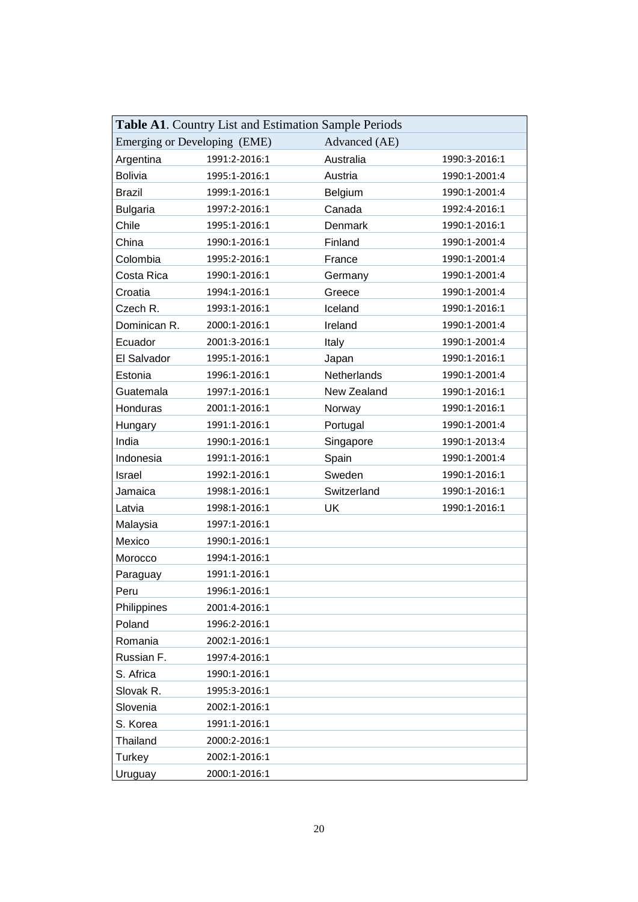**Table A1**. Country List and Estimation Sample Periods

| Emerging or Developing (EME) | | Advanced (AE) | |
|---|---|---|---|
| Argentina | 1991:2-2016:1 | Australia | 1990:3-2016:1 |
| Bolivia | 1995:1-2016:1 | Austria | 1990:1-2001:4 |
| Brazil | 1999:1-2016:1 | Belgium | 1990:1-2001:4 |
| Bulgaria | 1997:2-2016:1 | Canada | 1992:4-2016:1 |
| Chile | 1995:1-2016:1 | Denmark | 1990:1-2016:1 |
| China | 1990:1-2016:1 | Finland | 1990:1-2001:4 |
| Colombia | 1995:2-2016:1 | France | 1990:1-2001:4 |
| Costa Rica | 1990:1-2016:1 | Germany | 1990:1-2001:4 |
| Croatia | 1994:1-2016:1 | Greece | 1990:1-2001:4 |
| Czech R. | 1993:1-2016:1 | Iceland | 1990:1-2016:1 |
| Dominican R. | 2000:1-2016:1 | Ireland | 1990:1-2001:4 |
| Ecuador | 2001:3-2016:1 | Italy | 1990:1-2001:4 |
| El Salvador | 1995:1-2016:1 | Japan | 1990:1-2016:1 |
| Estonia | 1996:1-2016:1 | Netherlands | 1990:1-2001:4 |
| Guatemala | 1997:1-2016:1 | New Zealand | 1990:1-2016:1 |
| Honduras | 2001:1-2016:1 | Norway | 1990:1-2016:1 |
| Hungary | 1991:1-2016:1 | Portugal | 1990:1-2001:4 |
| India | 1990:1-2016:1 | Singapore | 1990:1-2013:4 |
| Indonesia | 1991:1-2016:1 | Spain | 1990:1-2001:4 |
| Israel | 1992:1-2016:1 | Sweden | 1990:1-2016:1 |
| Jamaica | 1998:1-2016:1 | Switzerland | 1990:1-2016:1 |
| Latvia | 1998:1-2016:1 | UK | 1990:1-2016:1 |
| Malaysia | 1997:1-2016:1 | | |
| Mexico | 1990:1-2016:1 | | |
| Morocco | 1994:1-2016:1 | | |
| Paraguay | 1991:1-2016:1 | | |
| Peru | 1996:1-2016:1 | | |
| Philippines | 2001:4-2016:1 | | |
| Poland | 1996:2-2016:1 | | |
| Romania | 2002:1-2016:1 | | |
| Russian F. | 1997:4-2016:1 | | |
| S. Africa | 1990:1-2016:1 | | |
| Slovak R. | 1995:3-2016:1 | | |
| Slovenia | 2002:1-2016:1 | | |
| S. Korea | 1991:1-2016:1 | | |
| Thailand | 2000:2-2016:1 | | |
| Turkey | 2002:1-2016:1 | | |
| Uruguay | 2000:1-2016:1 | | |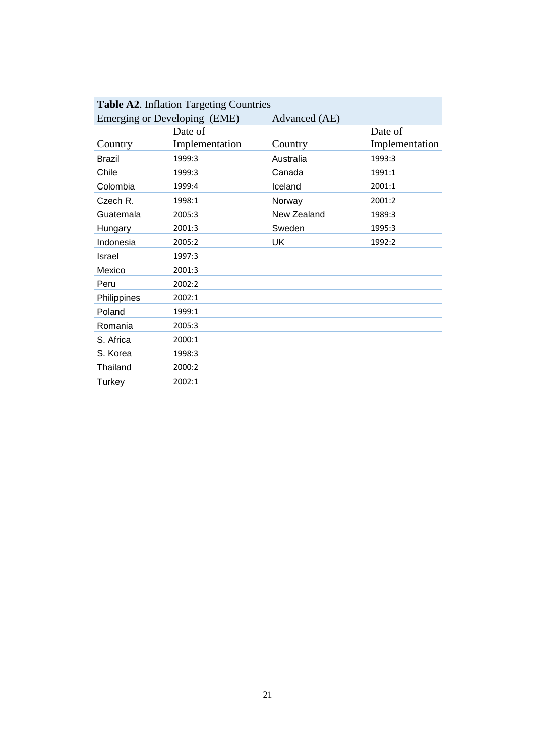**Table A2**. Inflation Targeting Countries

| Emerging or Developing (EME) | | Advanced (AE) | |
|---|---|---|---|
| Country | Date of Implementation | Country | Date of Implementation |
| Brazil | 1999:3 | Australia | 1993:3 |
| Chile | 1999:3 | Canada | 1991:1 |
| Colombia | 1999:4 | Iceland | 2001:1 |
| Czech R. | 1998:1 | Norway | 2001:2 |
| Guatemala | 2005:3 | New Zealand | 1989:3 |
| Hungary | 2001:3 | Sweden | 1995:3 |
| Indonesia | 2005:2 | UK | 1992:2 |
| Israel | 1997:3 | | |
| Mexico | 2001:3 | | |
| Peru | 2002:2 | | |
| Philippines | 2002:1 | | |
| Poland | 1999:1 | | |
| Romania | 2005:3 | | |
| S. Africa | 2000:1 | | |
| S. Korea | 1998:3 | | |
| Thailand | 2000:2 | | |
| Turkey | 2002:1 | | |